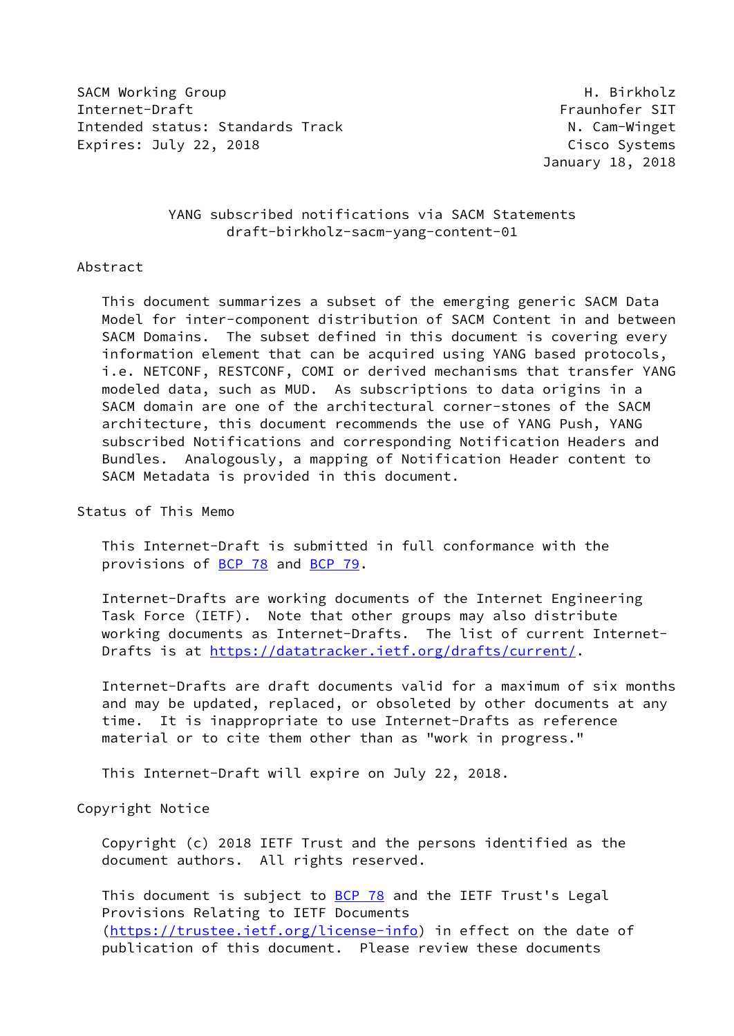SACM Working Group H. Birkholz
Internet-Draft Fraunhofer SIT
Intended status: Standards Track N. Cam-Winget
Expires: July 22, 2018 Cisco Systems
January 18, 2018

# YANG subscribed notifications via SACM Statements
## draft-birkholz-sacm-yang-content-01

## Abstract

This document summarizes a subset of the emerging generic SACM Data Model for inter-component distribution of SACM Content in and between SACM Domains. The subset defined in this document is covering every information element that can be acquired using YANG based protocols, i.e. NETCONF, RESTCONF, COMI or derived mechanisms that transfer YANG modeled data, such as MUD. As subscriptions to data origins in a SACM domain are one of the architectural corner-stones of the SACM architecture, this document recommends the use of YANG Push, YANG subscribed Notifications and corresponding Notification Headers and Bundles. Analogously, a mapping of Notification Header content to SACM Metadata is provided in this document.

## Status of This Memo

This Internet-Draft is submitted in full conformance with the provisions of BCP 78 and BCP 79.

Internet-Drafts are working documents of the Internet Engineering Task Force (IETF). Note that other groups may also distribute working documents as Internet-Drafts. The list of current Internet-Drafts is at https://datatracker.ietf.org/drafts/current/.

Internet-Drafts are draft documents valid for a maximum of six months and may be updated, replaced, or obsoleted by other documents at any time. It is inappropriate to use Internet-Drafts as reference material or to cite them other than as "work in progress."

This Internet-Draft will expire on July 22, 2018.

## Copyright Notice

Copyright (c) 2018 IETF Trust and the persons identified as the document authors. All rights reserved.

This document is subject to BCP 78 and the IETF Trust's Legal Provisions Relating to IETF Documents (https://trustee.ietf.org/license-info) in effect on the date of publication of this document. Please review these documents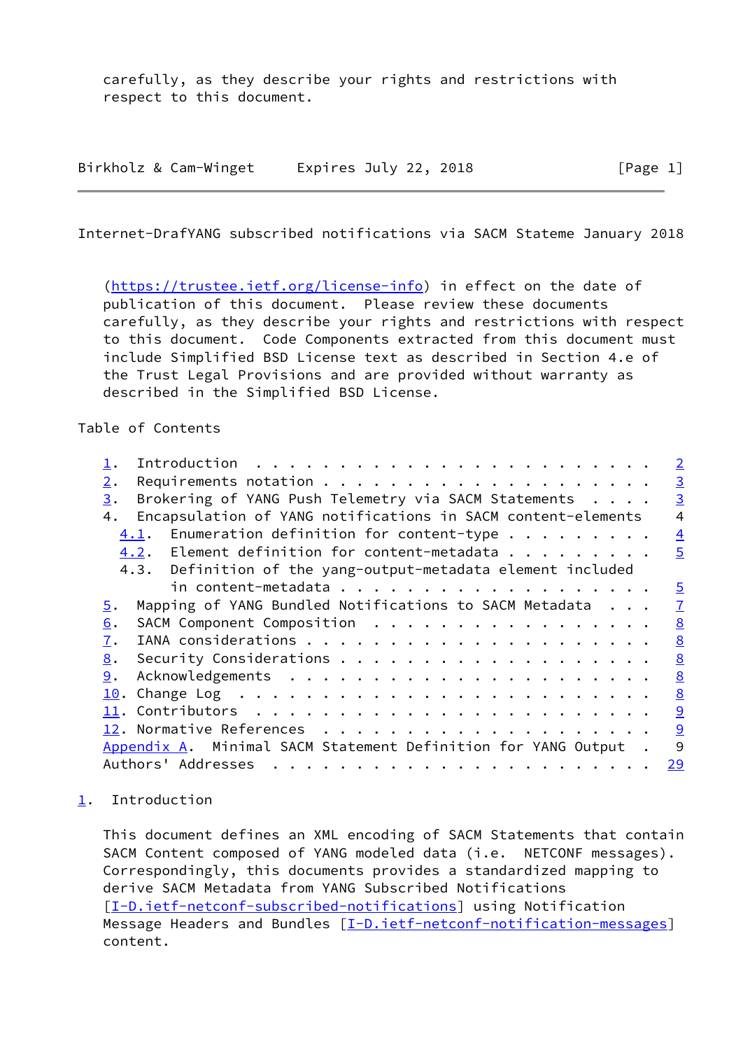carefully, as they describe your rights and restrictions with
respect to this document.

(https://trustee.ietf.org/license-info) in effect on the date of publication of this document. Please review these documents carefully, as they describe your rights and restrictions with respect to this document. Code Components extracted from this document must include Simplified BSD License text as described in Section 4.e of the Trust Legal Provisions and are provided without warranty as described in the Simplified BSD License.

Table of Contents

```
   1.  Introduction  . . . . . . . . . . . . . . . . . . . . . . . .   2
   2.  Requirements notation . . . . . . . . . . . . . . . . . . . .   3
   3.  Brokering of YANG Push Telemetry via SACM Statements  . . . .   3
   4.  Encapsulation of YANG notifications in SACM content-elements    4
     4.1.  Enumeration definition for content-type . . . . . . . . .   4
     4.2.  Element definition for content-metadata . . . . . . . . .   5
     4.3.  Definition of the yang-output-metadata element included
           in content-metadata . . . . . . . . . . . . . . . . . . .   5
   5.  Mapping of YANG Bundled Notifications to SACM Metadata  . . .   7
   6.  SACM Component Composition  . . . . . . . . . . . . . . . . .   8
   7.  IANA considerations . . . . . . . . . . . . . . . . . . . . .   8
   8.  Security Considerations . . . . . . . . . . . . . . . . . . .   8
   9.  Acknowledgements  . . . . . . . . . . . . . . . . . . . . . .   8
   10. Change Log  . . . . . . . . . . . . . . . . . . . . . . . . .   8
   11. Contributors  . . . . . . . . . . . . . . . . . . . . . . . .   9
   12. Normative References  . . . . . . . . . . . . . . . . . . . .   9
   Appendix A.  Minimal SACM Statement Definition for YANG Output  .   9
   Authors' Addresses  . . . . . . . . . . . . . . . . . . . . . . .  29
```

## 1. Introduction

This document defines an XML encoding of SACM Statements that contain SACM Content composed of YANG modeled data (i.e. NETCONF messages). Correspondingly, this documents provides a standardized mapping to derive SACM Metadata from YANG Subscribed Notifications [I-D.ietf-netconf-subscribed-notifications] using Notification Message Headers and Bundles [I-D.ietf-netconf-notification-messages] content.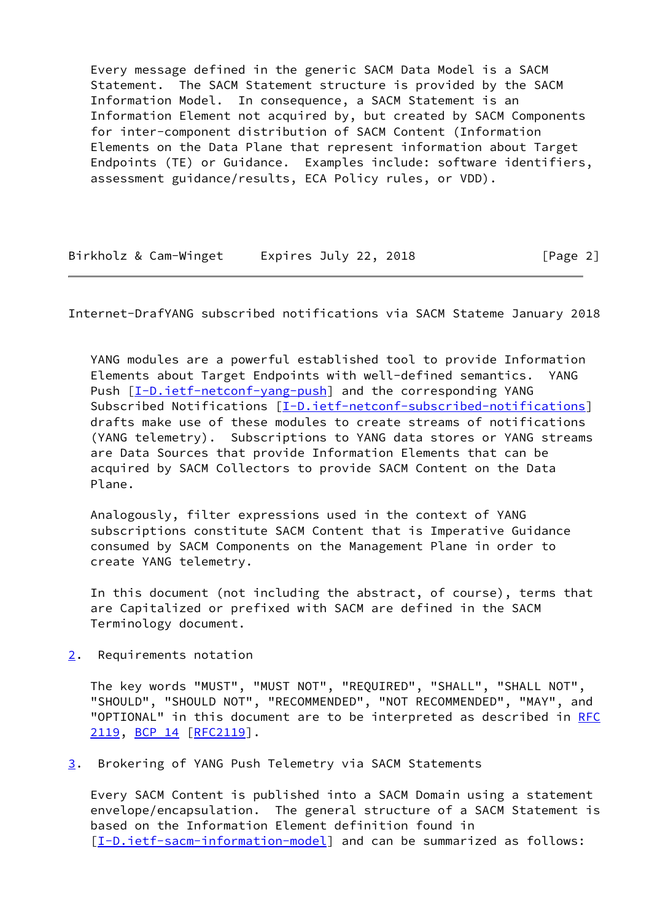Every message defined in the generic SACM Data Model is a SACM Statement. The SACM Statement structure is provided by the SACM Information Model. In consequence, a SACM Statement is an Information Element not acquired by, but created by SACM Components for inter-component distribution of SACM Content (Information Elements on the Data Plane that represent information about Target Endpoints (TE) or Guidance. Examples include: software identifiers, assessment guidance/results, ECA Policy rules, or VDD).

YANG modules are a powerful established tool to provide Information Elements about Target Endpoints with well-defined semantics. YANG Push [I-D.ietf-netconf-yang-push] and the corresponding YANG Subscribed Notifications [I-D.ietf-netconf-subscribed-notifications] drafts make use of these modules to create streams of notifications (YANG telemetry). Subscriptions to YANG data stores or YANG streams are Data Sources that provide Information Elements that can be acquired by SACM Collectors to provide SACM Content on the Data Plane.

Analogously, filter expressions used in the context of YANG subscriptions constitute SACM Content that is Imperative Guidance consumed by SACM Components on the Management Plane in order to create YANG telemetry.

In this document (not including the abstract, of course), terms that are Capitalized or prefixed with SACM are defined in the SACM Terminology document.

## 2. Requirements notation

The key words "MUST", "MUST NOT", "REQUIRED", "SHALL", "SHALL NOT", "SHOULD", "SHOULD NOT", "RECOMMENDED", "NOT RECOMMENDED", "MAY", and "OPTIONAL" in this document are to be interpreted as described in RFC 2119, BCP 14 [RFC2119].

## 3. Brokering of YANG Push Telemetry via SACM Statements

Every SACM Content is published into a SACM Domain using a statement envelope/encapsulation. The general structure of a SACM Statement is based on the Information Element definition found in [I-D.ietf-sacm-information-model] and can be summarized as follows: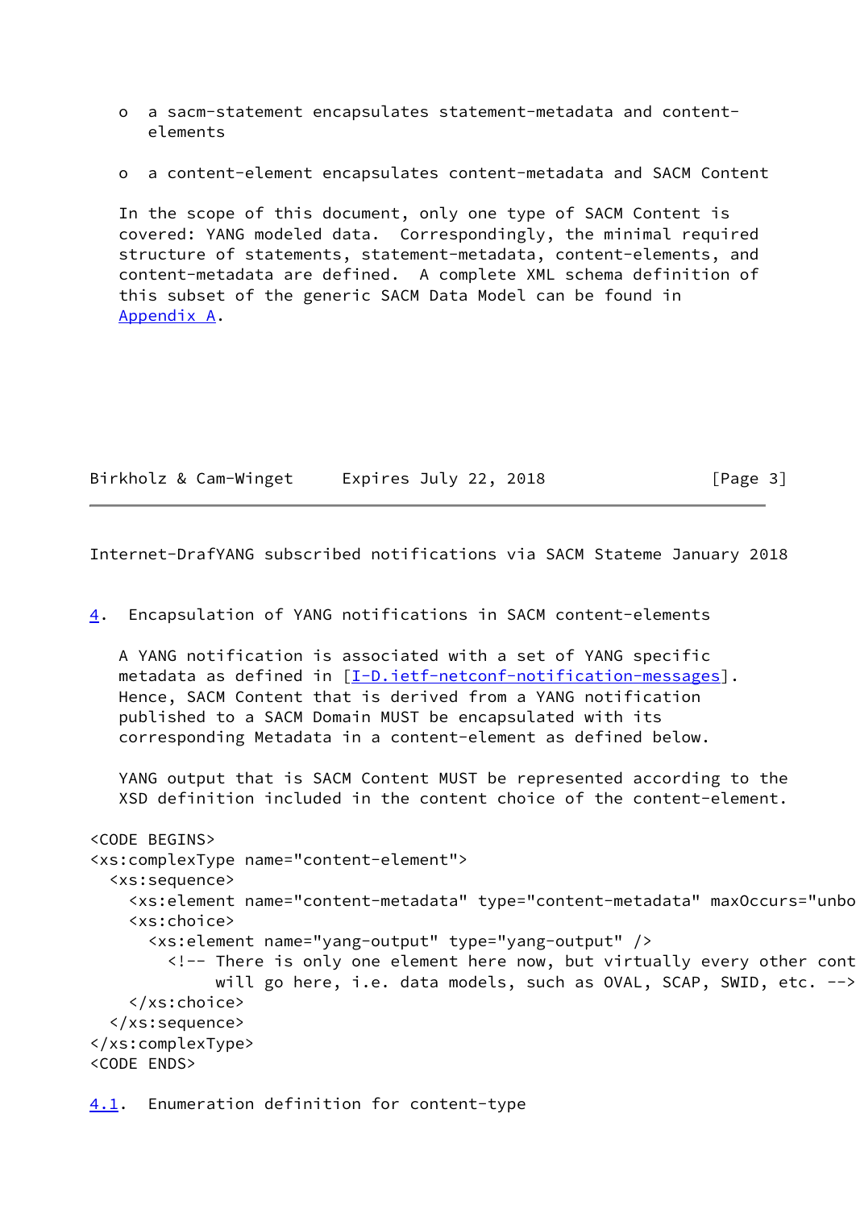- a sacm-statement encapsulates statement-metadata and content-elements
- a content-element encapsulates content-metadata and SACM Content

In the scope of this document, only one type of SACM Content is covered: YANG modeled data. Correspondingly, the minimal required structure of statements, statement-metadata, content-elements, and content-metadata are defined. A complete XML schema definition of this subset of the generic SACM Data Model can be found in Appendix A.

## 4. Encapsulation of YANG notifications in SACM content-elements

A YANG notification is associated with a set of YANG specific metadata as defined in [I-D.ietf-netconf-notification-messages]. Hence, SACM Content that is derived from a YANG notification published to a SACM Domain MUST be encapsulated with its corresponding Metadata in a content-element as defined below.

YANG output that is SACM Content MUST be represented according to the XSD definition included in the content choice of the content-element.

```
<CODE BEGINS>
<xs:complexType name="content-element">
  <xs:sequence>
    <xs:element name="content-metadata" type="content-metadata" maxOccurs="unbo
    <xs:choice>
      <xs:element name="yang-output" type="yang-output" />
        <!-- There is only one element here now, but virtually every other cont
             will go here, i.e. data models, such as OVAL, SCAP, SWID, etc. -->
    </xs:choice>
  </xs:sequence>
</xs:complexType>
<CODE ENDS>
```

### 4.1. Enumeration definition for content-type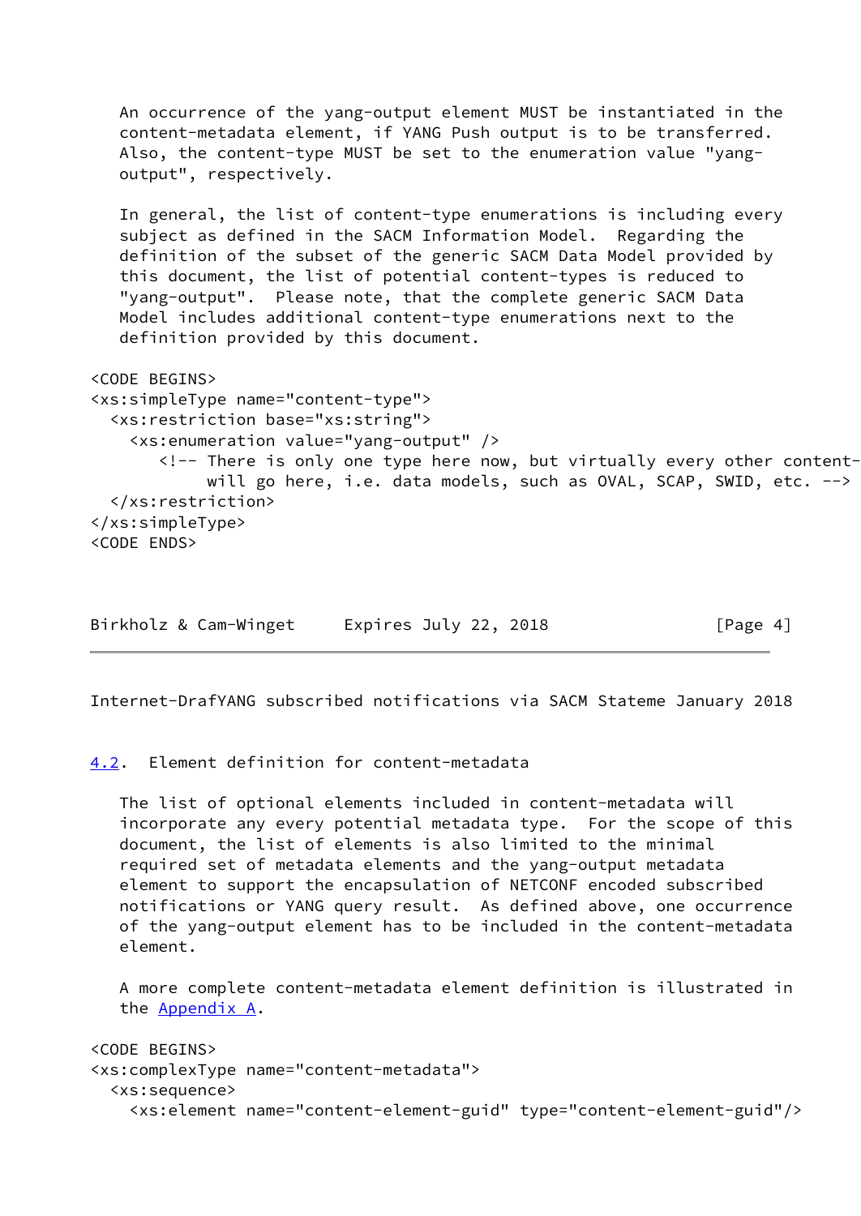An occurrence of the yang-output element MUST be instantiated in the content-metadata element, if YANG Push output is to be transferred. Also, the content-type MUST be set to the enumeration value "yang-output", respectively.

In general, the list of content-type enumerations is including every subject as defined in the SACM Information Model. Regarding the definition of the subset of the generic SACM Data Model provided by this document, the list of potential content-types is reduced to "yang-output". Please note, that the complete generic SACM Data Model includes additional content-type enumerations next to the definition provided by this document.

```
<CODE BEGINS>
<xs:simpleType name="content-type">
  <xs:restriction base="xs:string">
    <xs:enumeration value="yang-output" />
       <!-- There is only one type here now, but virtually every other content-
            will go here, i.e. data models, such as OVAL, SCAP, SWID, etc. -->
  </xs:restriction>
</xs:simpleType>
<CODE ENDS>
```

## 4.2. Element definition for content-metadata

The list of optional elements included in content-metadata will incorporate any every potential metadata type. For the scope of this document, the list of elements is also limited to the minimal required set of metadata elements and the yang-output metadata element to support the encapsulation of NETCONF encoded subscribed notifications or YANG query result. As defined above, one occurrence of the yang-output element has to be included in the content-metadata element.

A more complete content-metadata element definition is illustrated in the Appendix A.

```
<CODE BEGINS>
<xs:complexType name="content-metadata">
  <xs:sequence>
    <xs:element name="content-element-guid" type="content-element-guid"/>
```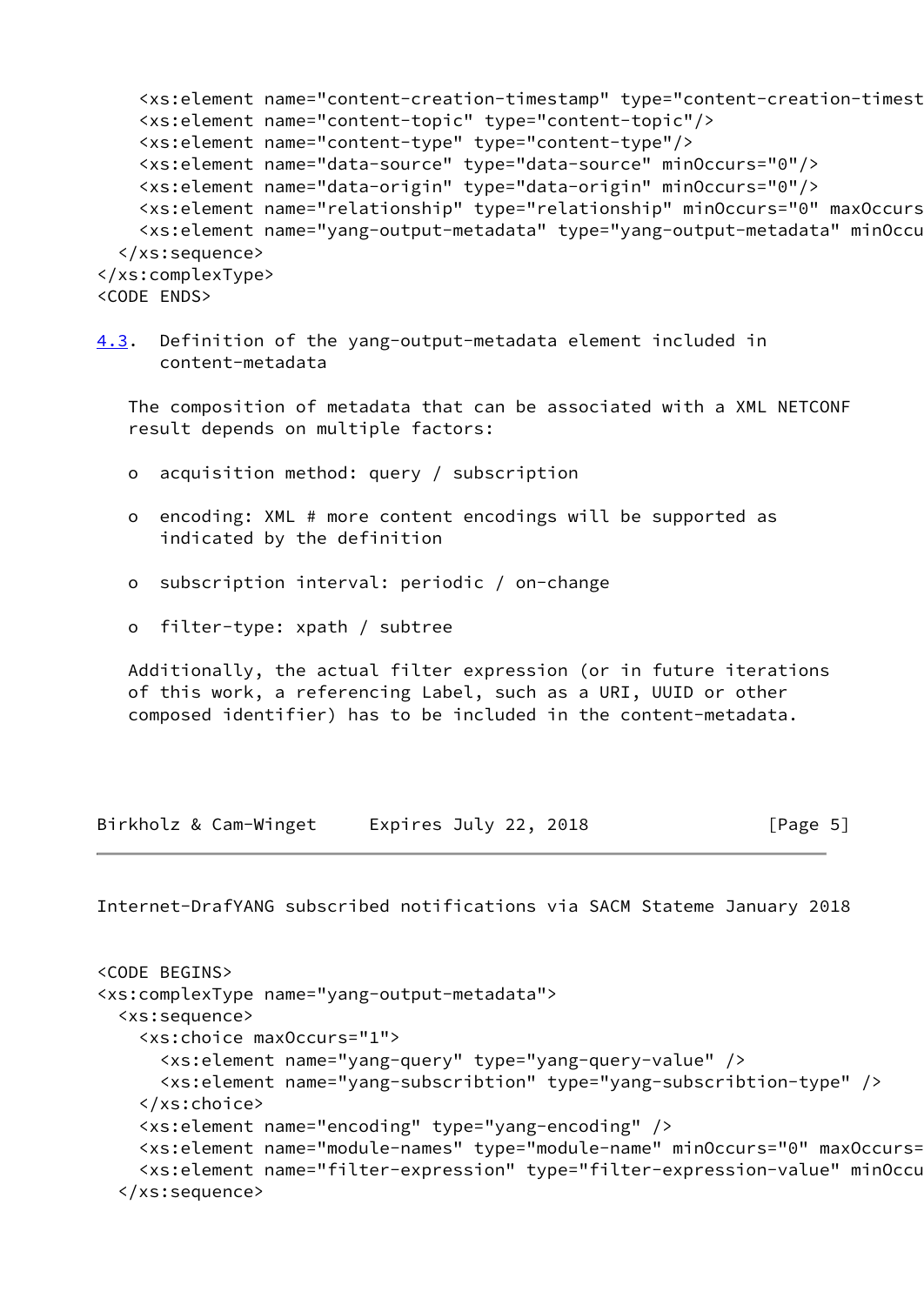```
    <xs:element name="content-creation-timestamp" type="content-creation-timest
    <xs:element name="content-topic" type="content-topic"/>
    <xs:element name="content-type" type="content-type"/>
    <xs:element name="data-source" type="data-source" minOccurs="0"/>
    <xs:element name="data-origin" type="data-origin" minOccurs="0"/>
    <xs:element name="relationship" type="relationship" minOccurs="0" maxOccurs
    <xs:element name="yang-output-metadata" type="yang-output-metadata" minOccu
  </xs:sequence>
</xs:complexType>
<CODE ENDS>
```

### 4.3. Definition of the yang-output-metadata element included in content-metadata

The composition of metadata that can be associated with a XML NETCONF result depends on multiple factors:

- acquisition method: query / subscription
- encoding: XML # more content encodings will be supported as indicated by the definition
- subscription interval: periodic / on-change
- filter-type: xpath / subtree

Additionally, the actual filter expression (or in future iterations of this work, a referencing Label, such as a URI, UUID or other composed identifier) has to be included in the content-metadata.

```
<CODE BEGINS>
<xs:complexType name="yang-output-metadata">
  <xs:sequence>
    <xs:choice maxOccurs="1">
      <xs:element name="yang-query" type="yang-query-value" />
      <xs:element name="yang-subscribtion" type="yang-subscribtion-type" />
    </xs:choice>
    <xs:element name="encoding" type="yang-encoding" />
    <xs:element name="module-names" type="module-name" minOccurs="0" maxOccurs=
    <xs:element name="filter-expression" type="filter-expression-value" minOccu
  </xs:sequence>
```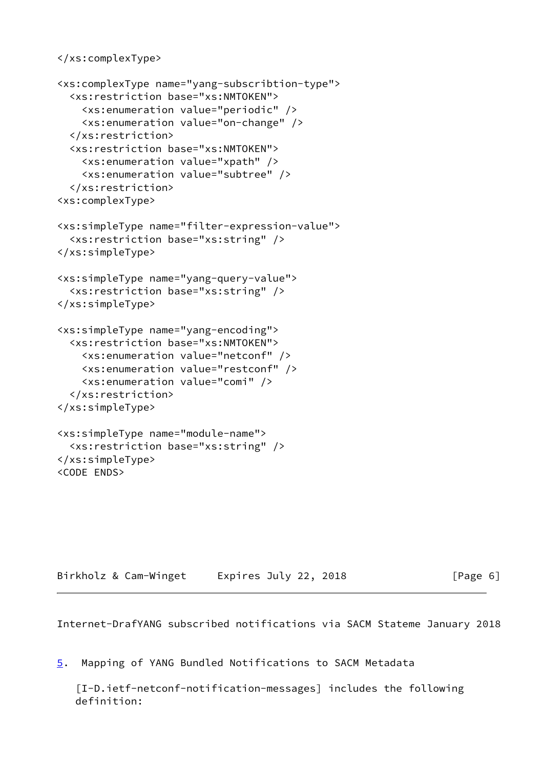```
</xs:complexType>

<xs:complexType name="yang-subscribtion-type">
  <xs:restriction base="xs:NMTOKEN">
    <xs:enumeration value="periodic" />
    <xs:enumeration value="on-change" />
  </xs:restriction>
  <xs:restriction base="xs:NMTOKEN">
    <xs:enumeration value="xpath" />
    <xs:enumeration value="subtree" />
  </xs:restriction>
<xs:complexType>

<xs:simpleType name="filter-expression-value">
  <xs:restriction base="xs:string" />
</xs:simpleType>

<xs:simpleType name="yang-query-value">
  <xs:restriction base="xs:string" />
</xs:simpleType>

<xs:simpleType name="yang-encoding">
  <xs:restriction base="xs:NMTOKEN">
    <xs:enumeration value="netconf" />
    <xs:enumeration value="restconf" />
    <xs:enumeration value="comi" />
  </xs:restriction>
</xs:simpleType>

<xs:simpleType name="module-name">
  <xs:restriction base="xs:string" />
</xs:simpleType>
<CODE ENDS>
```

## 5. Mapping of YANG Bundled Notifications to SACM Metadata

[I-D.ietf-netconf-notification-messages] includes the following definition: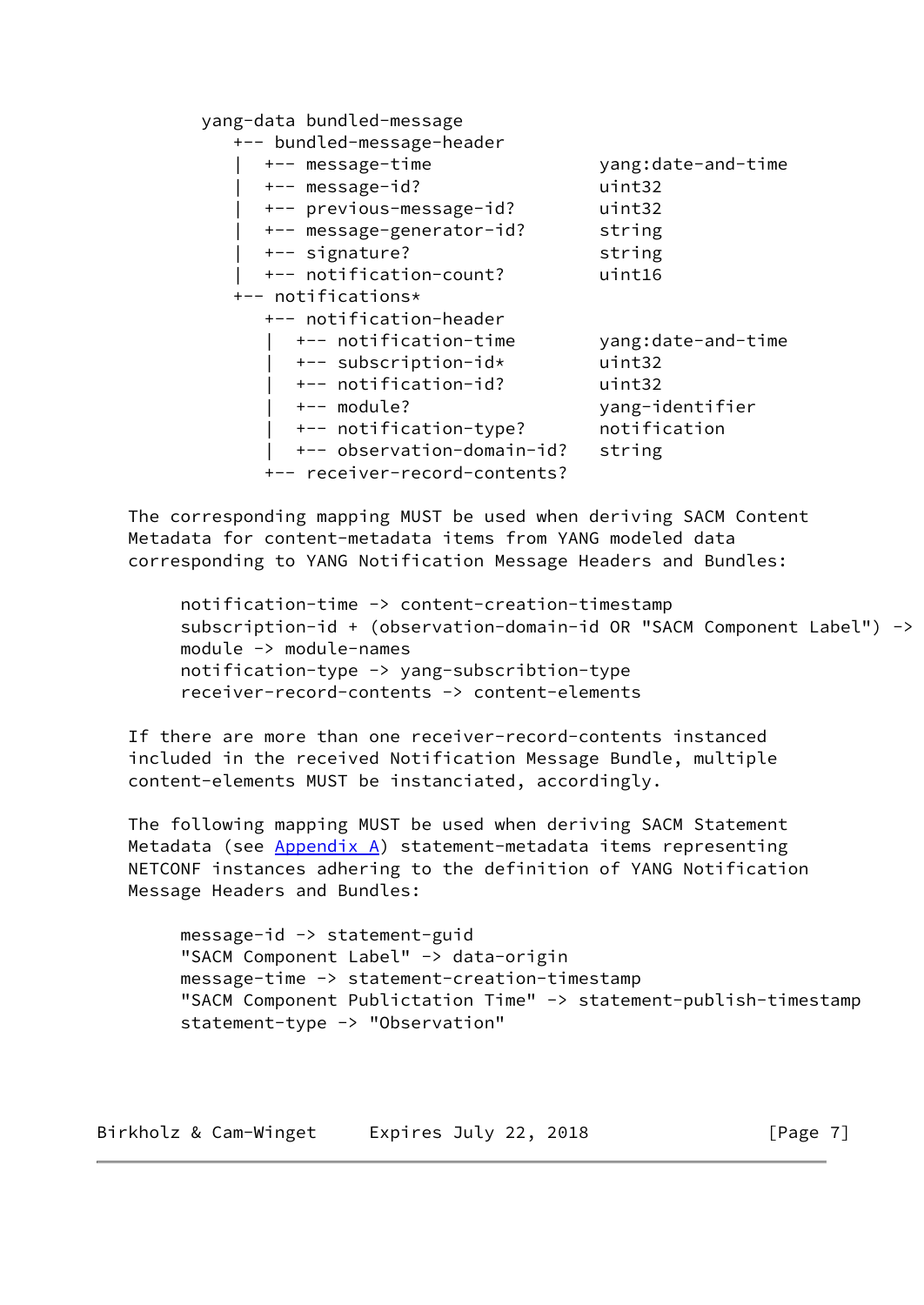```
yang-data bundled-message
   +-- bundled-message-header
   |  +-- message-time              yang:date-and-time
   |  +-- message-id?               uint32
   |  +-- previous-message-id?      uint32
   |  +-- message-generator-id?     string
   |  +-- signature?                string
   |  +-- notification-count?       uint16
   +-- notifications*
      +-- notification-header
      |  +-- notification-time      yang:date-and-time
      |  +-- subscription-id*       uint32
      |  +-- notification-id?       uint32
      |  +-- module?                yang-identifier
      |  +-- notification-type?     notification
      |  +-- observation-domain-id? string
      +-- receiver-record-contents?
```

The corresponding mapping MUST be used when deriving SACM Content Metadata for content-metadata items from YANG modeled data corresponding to YANG Notification Message Headers and Bundles:

```
notification-time -> content-creation-timestamp
subscription-id + (observation-domain-id OR "SACM Component Label") ->
module -> module-names
notification-type -> yang-subscribtion-type
receiver-record-contents -> content-elements
```

If there are more than one receiver-record-contents instanced included in the received Notification Message Bundle, multiple content-elements MUST be instanciated, accordingly.

The following mapping MUST be used when deriving SACM Statement Metadata (see Appendix A) statement-metadata items representing NETCONF instances adhering to the definition of YANG Notification Message Headers and Bundles:

```
message-id -> statement-guid
"SACM Component Label" -> data-origin
message-time -> statement-creation-timestamp
"SACM Component Publictation Time" -> statement-publish-timestamp
statement-type -> "Observation"
```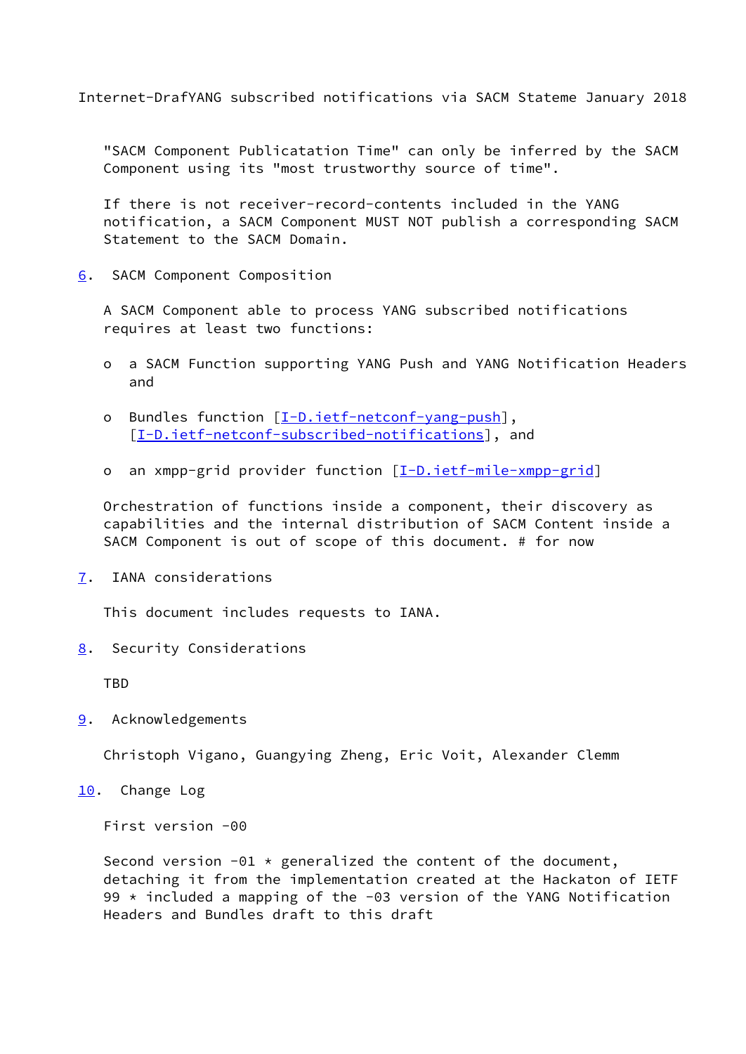"SACM Component Publicatation Time" can only be inferred by the SACM Component using its "most trustworthy source of time".

If there is not receiver-record-contents included in the YANG notification, a SACM Component MUST NOT publish a corresponding SACM Statement to the SACM Domain.

## 6. SACM Component Composition

A SACM Component able to process YANG subscribed notifications requires at least two functions:

- a SACM Function supporting YANG Push and YANG Notification Headers and
- Bundles function [I-D.ietf-netconf-yang-push], [I-D.ietf-netconf-subscribed-notifications], and
- an xmpp-grid provider function [I-D.ietf-mile-xmpp-grid]

Orchestration of functions inside a component, their discovery as capabilities and the internal distribution of SACM Content inside a SACM Component is out of scope of this document. # for now

## 7. IANA considerations

This document includes requests to IANA.

## 8. Security Considerations

TBD

## 9. Acknowledgements

Christoph Vigano, Guangying Zheng, Eric Voit, Alexander Clemm

## 10. Change Log

First version -00

Second version -01 * generalized the content of the document, detaching it from the implementation created at the Hackaton of IETF 99 * included a mapping of the -03 version of the YANG Notification Headers and Bundles draft to this draft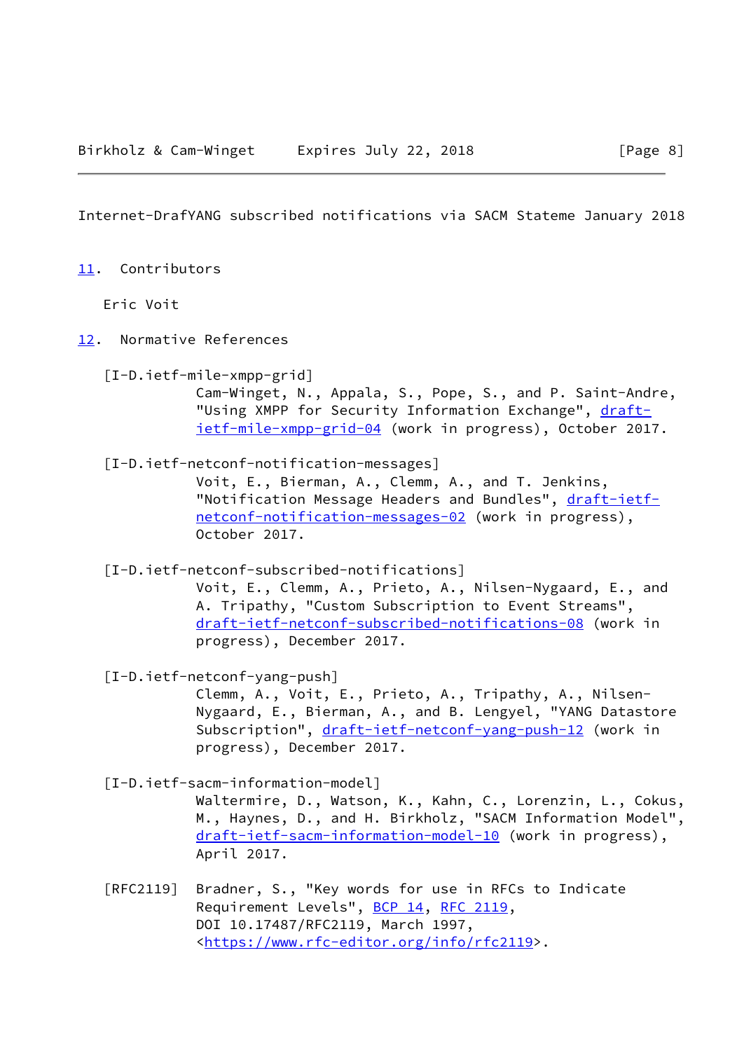## 11. Contributors

Eric Voit

## 12. Normative References

[I-D.ietf-mile-xmpp-grid]
Cam-Winget, N., Appala, S., Pope, S., and P. Saint-Andre, "Using XMPP for Security Information Exchange", draft-ietf-mile-xmpp-grid-04 (work in progress), October 2017.

[I-D.ietf-netconf-notification-messages]
Voit, E., Bierman, A., Clemm, A., and T. Jenkins, "Notification Message Headers and Bundles", draft-ietf-netconf-notification-messages-02 (work in progress), October 2017.

[I-D.ietf-netconf-subscribed-notifications]
Voit, E., Clemm, A., Prieto, A., Nilsen-Nygaard, E., and A. Tripathy, "Custom Subscription to Event Streams", draft-ietf-netconf-subscribed-notifications-08 (work in progress), December 2017.

[I-D.ietf-netconf-yang-push]
Clemm, A., Voit, E., Prieto, A., Tripathy, A., Nilsen-Nygaard, E., Bierman, A., and B. Lengyel, "YANG Datastore Subscription", draft-ietf-netconf-yang-push-12 (work in progress), December 2017.

[I-D.ietf-sacm-information-model]
Waltermire, D., Watson, K., Kahn, C., Lorenzin, L., Cokus, M., Haynes, D., and H. Birkholz, "SACM Information Model", draft-ietf-sacm-information-model-10 (work in progress), April 2017.

[RFC2119] Bradner, S., "Key words for use in RFCs to Indicate Requirement Levels", BCP 14, RFC 2119, DOI 10.17487/RFC2119, March 1997, <https://www.rfc-editor.org/info/rfc2119>.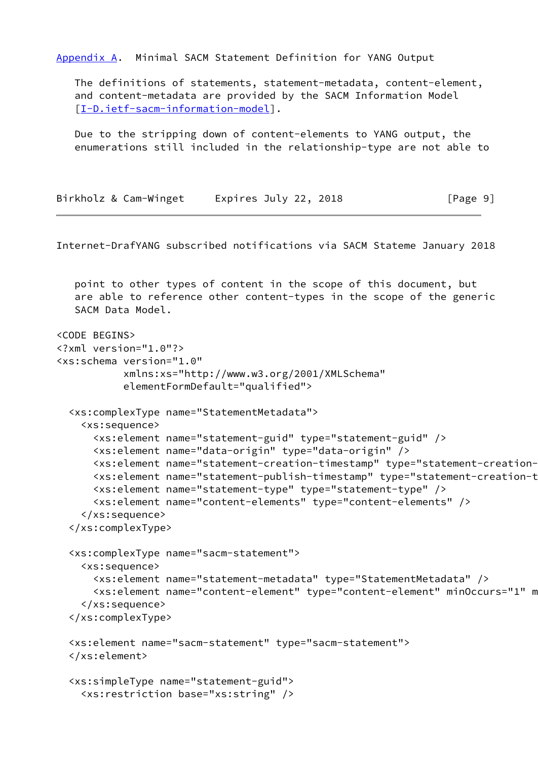## Appendix A. Minimal SACM Statement Definition for YANG Output

The definitions of statements, statement-metadata, content-element, and content-metadata are provided by the SACM Information Model [I-D.ietf-sacm-information-model].

Due to the stripping down of content-elements to YANG output, the enumerations still included in the relationship-type are not able to point to other types of content in the scope of this document, but are able to reference other content-types in the scope of the generic SACM Data Model.

```
<CODE BEGINS>
<?xml version="1.0"?>
<xs:schema version="1.0"
           xmlns:xs="http://www.w3.org/2001/XMLSchema"
           elementFormDefault="qualified">

  <xs:complexType name="StatementMetadata">
    <xs:sequence>
      <xs:element name="statement-guid" type="statement-guid" />
      <xs:element name="data-origin" type="data-origin" />
      <xs:element name="statement-creation-timestamp" type="statement-creation-
      <xs:element name="statement-publish-timestamp" type="statement-creation-t
      <xs:element name="statement-type" type="statement-type" />
      <xs:element name="content-elements" type="content-elements" />
    </xs:sequence>
  </xs:complexType>

  <xs:complexType name="sacm-statement">
    <xs:sequence>
      <xs:element name="statement-metadata" type="StatementMetadata" />
      <xs:element name="content-element" type="content-element" minOccurs="1" m
    </xs:sequence>
  </xs:complexType>

  <xs:element name="sacm-statement" type="sacm-statement">
  </xs:element>

  <xs:simpleType name="statement-guid">
    <xs:restriction base="xs:string" />
```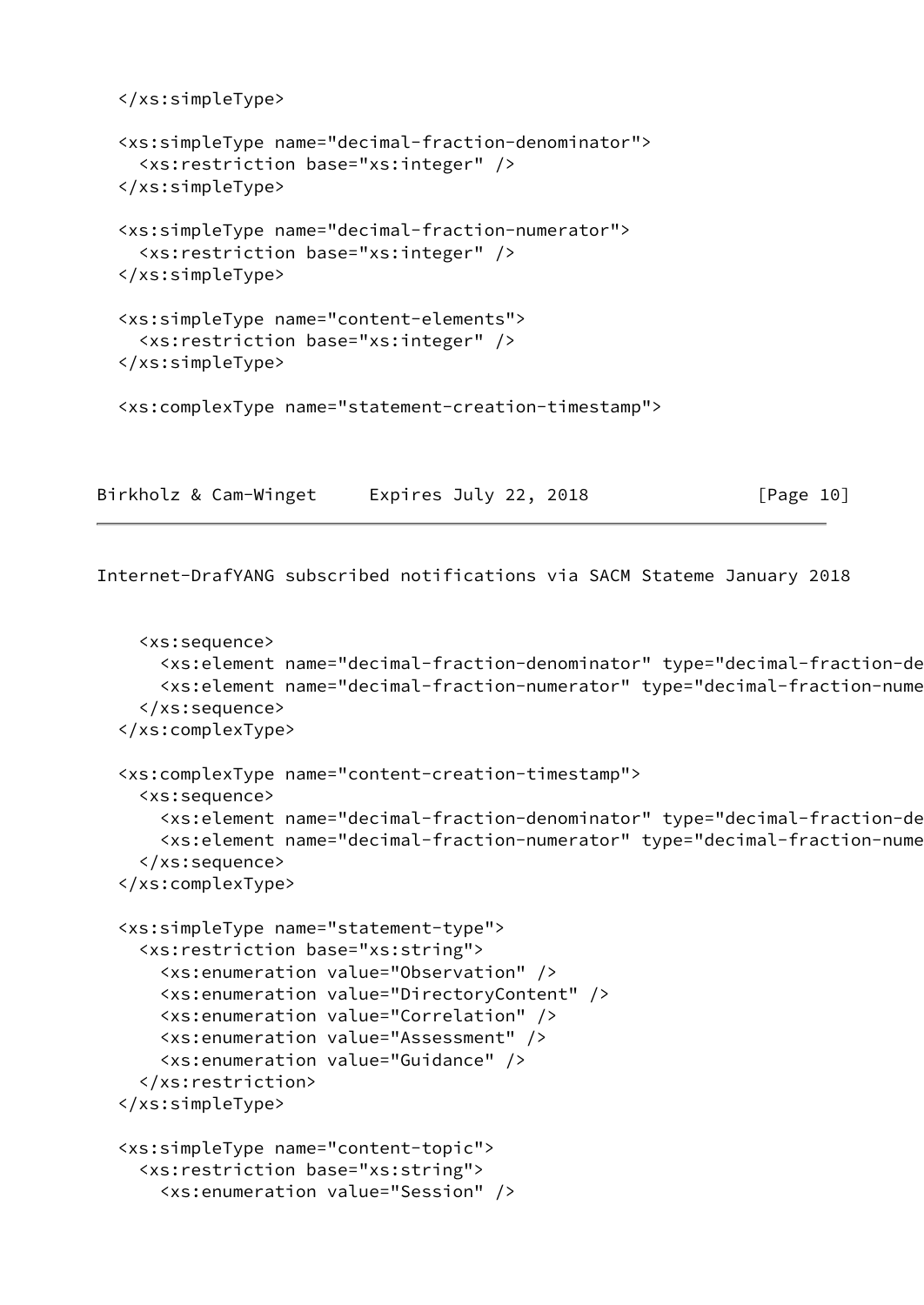```
  </xs:simpleType>

  <xs:simpleType name="decimal-fraction-denominator">
    <xs:restriction base="xs:integer" />
  </xs:simpleType>

  <xs:simpleType name="decimal-fraction-numerator">
    <xs:restriction base="xs:integer" />
  </xs:simpleType>

  <xs:simpleType name="content-elements">
    <xs:restriction base="xs:integer" />
  </xs:simpleType>

  <xs:complexType name="statement-creation-timestamp">
```

```
    <xs:sequence>
      <xs:element name="decimal-fraction-denominator" type="decimal-fraction-de
      <xs:element name="decimal-fraction-numerator" type="decimal-fraction-nume
    </xs:sequence>
  </xs:complexType>

  <xs:complexType name="content-creation-timestamp">
    <xs:sequence>
      <xs:element name="decimal-fraction-denominator" type="decimal-fraction-de
      <xs:element name="decimal-fraction-numerator" type="decimal-fraction-nume
    </xs:sequence>
  </xs:complexType>

  <xs:simpleType name="statement-type">
    <xs:restriction base="xs:string">
      <xs:enumeration value="Observation" />
      <xs:enumeration value="DirectoryContent" />
      <xs:enumeration value="Correlation" />
      <xs:enumeration value="Assessment" />
      <xs:enumeration value="Guidance" />
    </xs:restriction>
  </xs:simpleType>

  <xs:simpleType name="content-topic">
    <xs:restriction base="xs:string">
      <xs:enumeration value="Session" />
```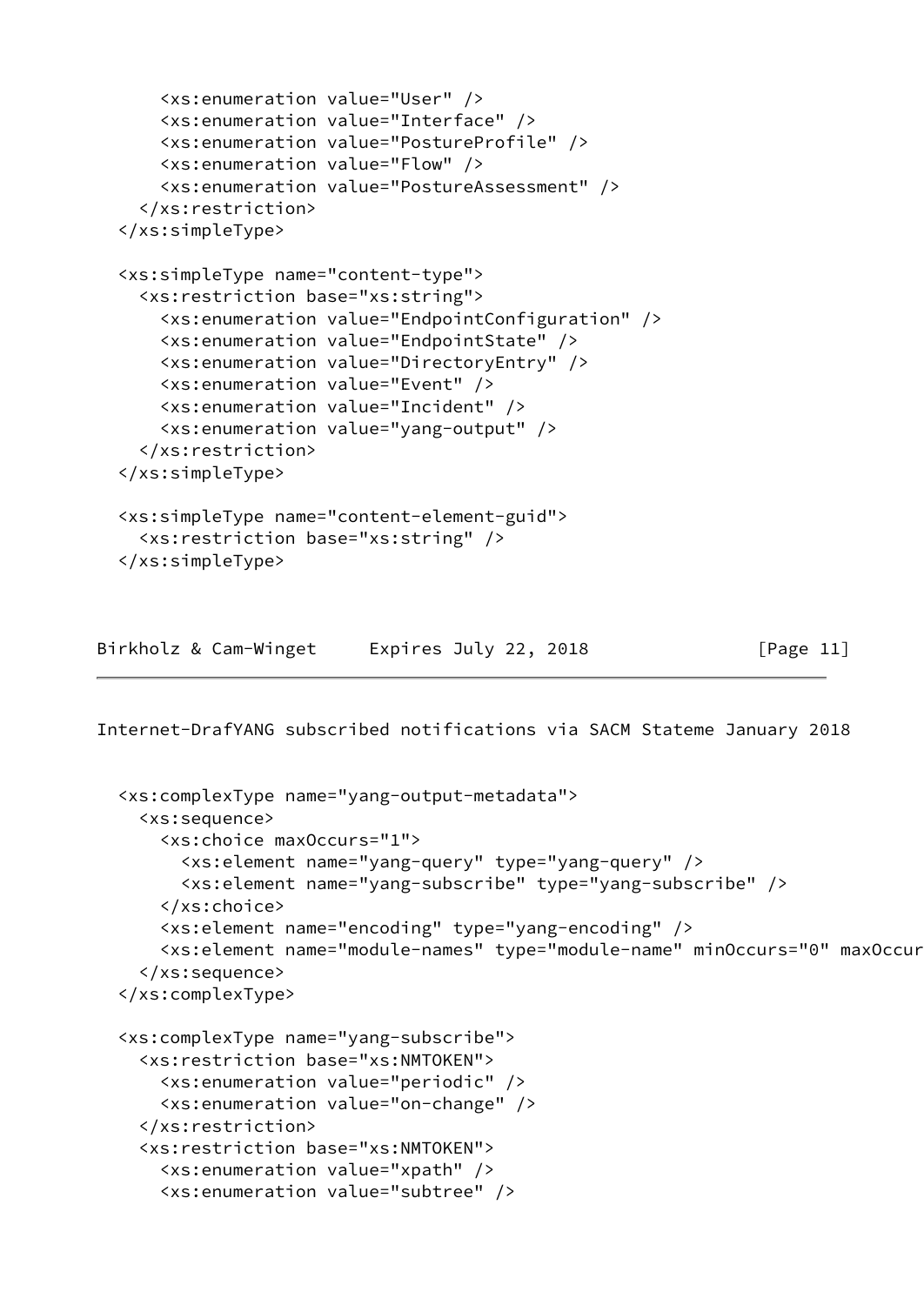```
      <xs:enumeration value="User" />
      <xs:enumeration value="Interface" />
      <xs:enumeration value="PostureProfile" />
      <xs:enumeration value="Flow" />
      <xs:enumeration value="PostureAssessment" />
    </xs:restriction>
  </xs:simpleType>

  <xs:simpleType name="content-type">
    <xs:restriction base="xs:string">
      <xs:enumeration value="EndpointConfiguration" />
      <xs:enumeration value="EndpointState" />
      <xs:enumeration value="DirectoryEntry" />
      <xs:enumeration value="Event" />
      <xs:enumeration value="Incident" />
      <xs:enumeration value="yang-output" />
    </xs:restriction>
  </xs:simpleType>

  <xs:simpleType name="content-element-guid">
    <xs:restriction base="xs:string" />
  </xs:simpleType>
```

```
  <xs:complexType name="yang-output-metadata">
    <xs:sequence>
      <xs:choice maxOccurs="1">
        <xs:element name="yang-query" type="yang-query" />
        <xs:element name="yang-subscribe" type="yang-subscribe" />
      </xs:choice>
      <xs:element name="encoding" type="yang-encoding" />
      <xs:element name="module-names" type="module-name" minOccurs="0" maxOccur
    </xs:sequence>
  </xs:complexType>

  <xs:complexType name="yang-subscribe">
    <xs:restriction base="xs:NMTOKEN">
      <xs:enumeration value="periodic" />
      <xs:enumeration value="on-change" />
    </xs:restriction>
    <xs:restriction base="xs:NMTOKEN">
      <xs:enumeration value="xpath" />
      <xs:enumeration value="subtree" />
```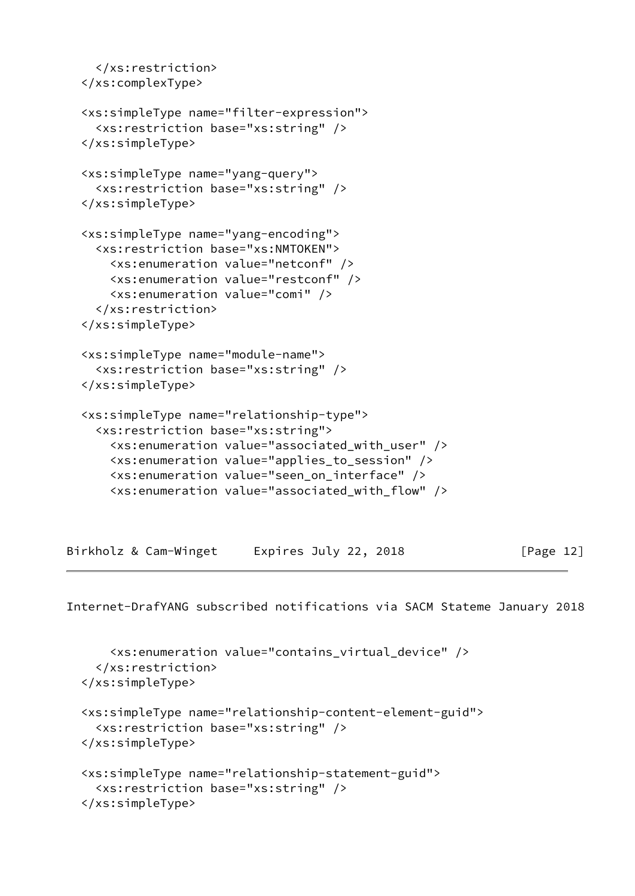```
    </xs:restriction>
  </xs:complexType>

  <xs:simpleType name="filter-expression">
    <xs:restriction base="xs:string" />
  </xs:simpleType>

  <xs:simpleType name="yang-query">
    <xs:restriction base="xs:string" />
  </xs:simpleType>

  <xs:simpleType name="yang-encoding">
    <xs:restriction base="xs:NMTOKEN">
      <xs:enumeration value="netconf" />
      <xs:enumeration value="restconf" />
      <xs:enumeration value="comi" />
    </xs:restriction>
  </xs:simpleType>

  <xs:simpleType name="module-name">
    <xs:restriction base="xs:string" />
  </xs:simpleType>

  <xs:simpleType name="relationship-type">
    <xs:restriction base="xs:string">
      <xs:enumeration value="associated_with_user" />
      <xs:enumeration value="applies_to_session" />
      <xs:enumeration value="seen_on_interface" />
      <xs:enumeration value="associated_with_flow" />
      <xs:enumeration value="contains_virtual_device" />
    </xs:restriction>
  </xs:simpleType>

  <xs:simpleType name="relationship-content-element-guid">
    <xs:restriction base="xs:string" />
  </xs:simpleType>

  <xs:simpleType name="relationship-statement-guid">
    <xs:restriction base="xs:string" />
  </xs:simpleType>
```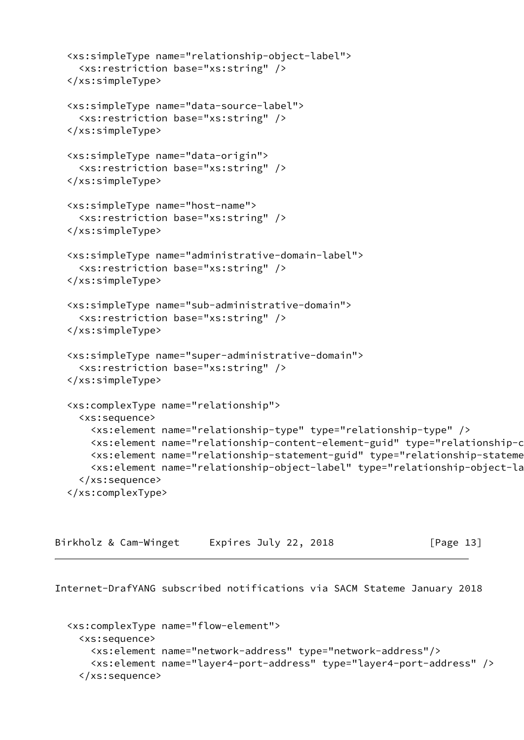```
  <xs:simpleType name="relationship-object-label">
    <xs:restriction base="xs:string" />
  </xs:simpleType>

  <xs:simpleType name="data-source-label">
    <xs:restriction base="xs:string" />
  </xs:simpleType>

  <xs:simpleType name="data-origin">
    <xs:restriction base="xs:string" />
  </xs:simpleType>

  <xs:simpleType name="host-name">
    <xs:restriction base="xs:string" />
  </xs:simpleType>

  <xs:simpleType name="administrative-domain-label">
    <xs:restriction base="xs:string" />
  </xs:simpleType>

  <xs:simpleType name="sub-administrative-domain">
    <xs:restriction base="xs:string" />
  </xs:simpleType>

  <xs:simpleType name="super-administrative-domain">
    <xs:restriction base="xs:string" />
  </xs:simpleType>

  <xs:complexType name="relationship">
    <xs:sequence>
      <xs:element name="relationship-type" type="relationship-type" />
      <xs:element name="relationship-content-element-guid" type="relationship-c
      <xs:element name="relationship-statement-guid" type="relationship-stateme
      <xs:element name="relationship-object-label" type="relationship-object-la
    </xs:sequence>
  </xs:complexType>
```

```
  <xs:complexType name="flow-element">
    <xs:sequence>
      <xs:element name="network-address" type="network-address"/>
      <xs:element name="layer4-port-address" type="layer4-port-address" />
    </xs:sequence>
```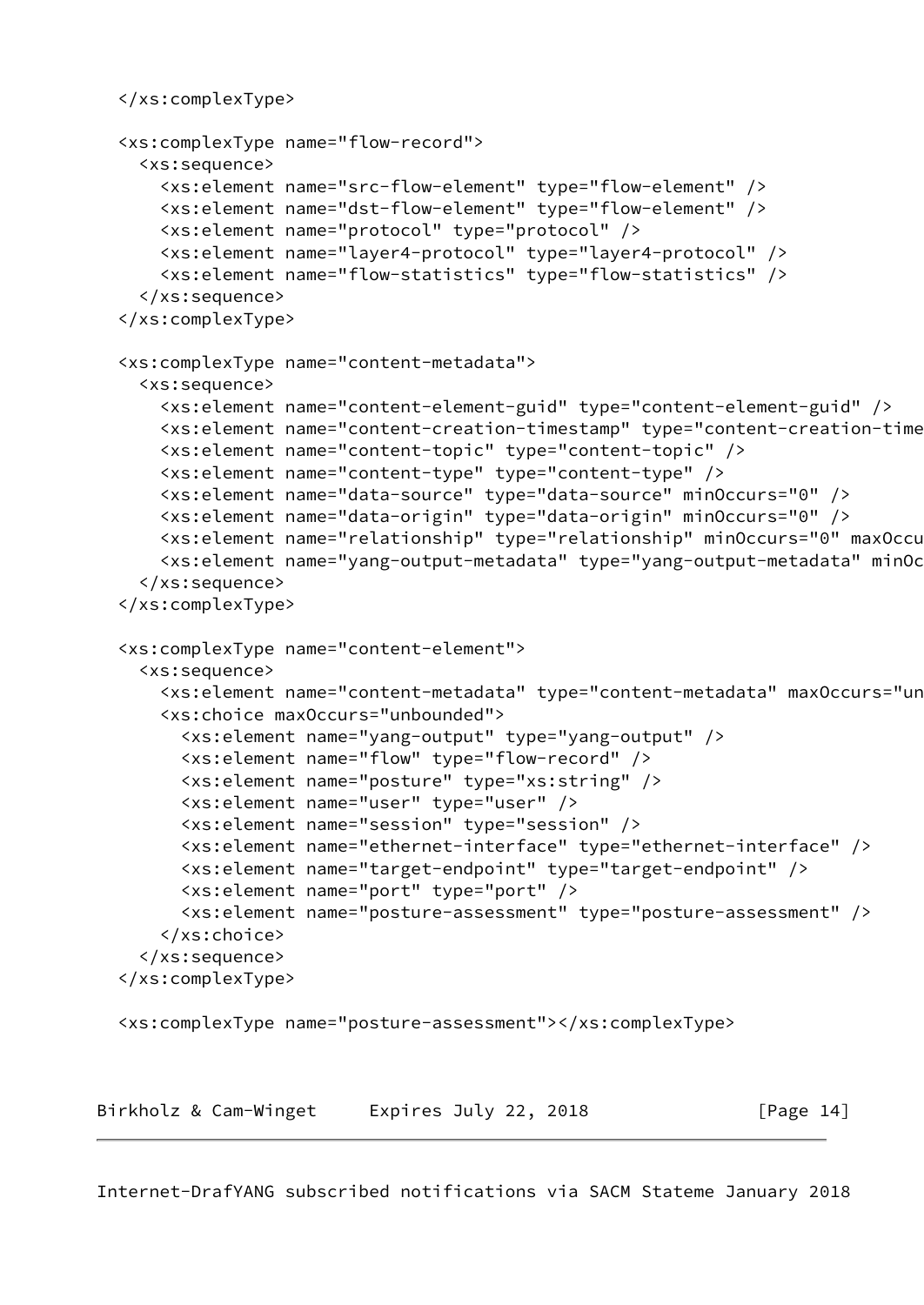```
  </xs:complexType>

  <xs:complexType name="flow-record">
    <xs:sequence>
      <xs:element name="src-flow-element" type="flow-element" />
      <xs:element name="dst-flow-element" type="flow-element" />
      <xs:element name="protocol" type="protocol" />
      <xs:element name="layer4-protocol" type="layer4-protocol" />
      <xs:element name="flow-statistics" type="flow-statistics" />
    </xs:sequence>
  </xs:complexType>

  <xs:complexType name="content-metadata">
    <xs:sequence>
      <xs:element name="content-element-guid" type="content-element-guid" />
      <xs:element name="content-creation-timestamp" type="content-creation-time
      <xs:element name="content-topic" type="content-topic" />
      <xs:element name="content-type" type="content-type" />
      <xs:element name="data-source" type="data-source" minOccurs="0" />
      <xs:element name="data-origin" type="data-origin" minOccurs="0" />
      <xs:element name="relationship" type="relationship" minOccurs="0" maxOccu
      <xs:element name="yang-output-metadata" type="yang-output-metadata" minOc
    </xs:sequence>
  </xs:complexType>

  <xs:complexType name="content-element">
    <xs:sequence>
      <xs:element name="content-metadata" type="content-metadata" maxOccurs="un
      <xs:choice maxOccurs="unbounded">
        <xs:element name="yang-output" type="yang-output" />
        <xs:element name="flow" type="flow-record" />
        <xs:element name="posture" type="xs:string" />
        <xs:element name="user" type="user" />
        <xs:element name="session" type="session" />
        <xs:element name="ethernet-interface" type="ethernet-interface" />
        <xs:element name="target-endpoint" type="target-endpoint" />
        <xs:element name="port" type="port" />
        <xs:element name="posture-assessment" type="posture-assessment" />
      </xs:choice>
    </xs:sequence>
  </xs:complexType>

  <xs:complexType name="posture-assessment"></xs:complexType>
```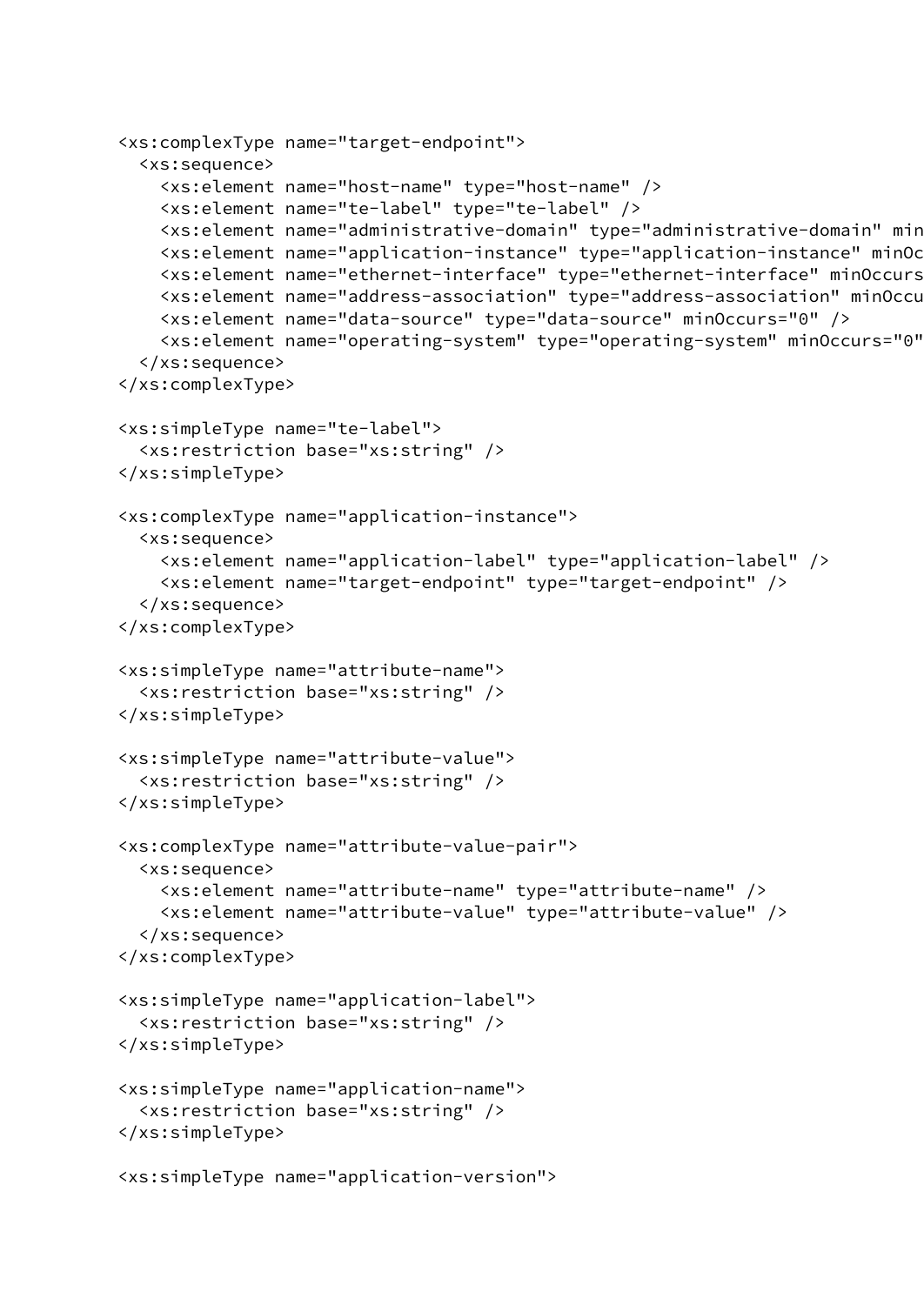```
<xs:complexType name="target-endpoint">
  <xs:sequence>
    <xs:element name="host-name" type="host-name" />
    <xs:element name="te-label" type="te-label" />
    <xs:element name="administrative-domain" type="administrative-domain" min
    <xs:element name="application-instance" type="application-instance" minOc
    <xs:element name="ethernet-interface" type="ethernet-interface" minOccurs
    <xs:element name="address-association" type="address-association" minOccu
    <xs:element name="data-source" type="data-source" minOccurs="0" />
    <xs:element name="operating-system" type="operating-system" minOccurs="0"
  </xs:sequence>
</xs:complexType>

<xs:simpleType name="te-label">
  <xs:restriction base="xs:string" />
</xs:simpleType>

<xs:complexType name="application-instance">
  <xs:sequence>
    <xs:element name="application-label" type="application-label" />
    <xs:element name="target-endpoint" type="target-endpoint" />
  </xs:sequence>
</xs:complexType>

<xs:simpleType name="attribute-name">
  <xs:restriction base="xs:string" />
</xs:simpleType>

<xs:simpleType name="attribute-value">
  <xs:restriction base="xs:string" />
</xs:simpleType>

<xs:complexType name="attribute-value-pair">
  <xs:sequence>
    <xs:element name="attribute-name" type="attribute-name" />
    <xs:element name="attribute-value" type="attribute-value" />
  </xs:sequence>
</xs:complexType>

<xs:simpleType name="application-label">
  <xs:restriction base="xs:string" />
</xs:simpleType>

<xs:simpleType name="application-name">
  <xs:restriction base="xs:string" />
</xs:simpleType>

<xs:simpleType name="application-version">
```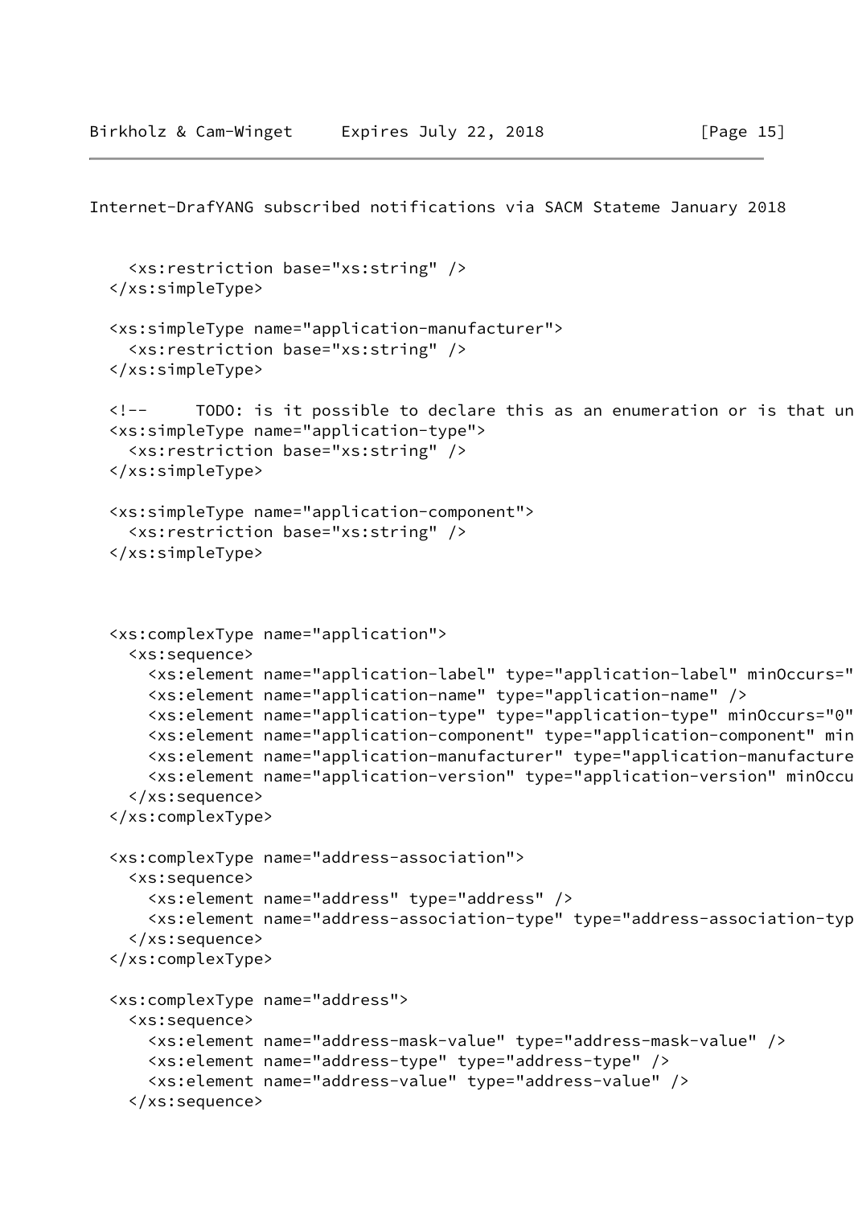```
    <xs:restriction base="xs:string" />
  </xs:simpleType>

  <xs:simpleType name="application-manufacturer">
    <xs:restriction base="xs:string" />
  </xs:simpleType>

  <!--      TODO: is it possible to declare this as an enumeration or is that un
  <xs:simpleType name="application-type">
    <xs:restriction base="xs:string" />
  </xs:simpleType>

  <xs:simpleType name="application-component">
    <xs:restriction base="xs:string" />
  </xs:simpleType>



  <xs:complexType name="application">
    <xs:sequence>
      <xs:element name="application-label" type="application-label" minOccurs="
      <xs:element name="application-name" type="application-name" />
      <xs:element name="application-type" type="application-type" minOccurs="0"
      <xs:element name="application-component" type="application-component" min
      <xs:element name="application-manufacturer" type="application-manufacture
      <xs:element name="application-version" type="application-version" minOccu
    </xs:sequence>
  </xs:complexType>

  <xs:complexType name="address-association">
    <xs:sequence>
      <xs:element name="address" type="address" />
      <xs:element name="address-association-type" type="address-association-typ
    </xs:sequence>
  </xs:complexType>

  <xs:complexType name="address">
    <xs:sequence>
      <xs:element name="address-mask-value" type="address-mask-value" />
      <xs:element name="address-type" type="address-type" />
      <xs:element name="address-value" type="address-value" />
    </xs:sequence>
```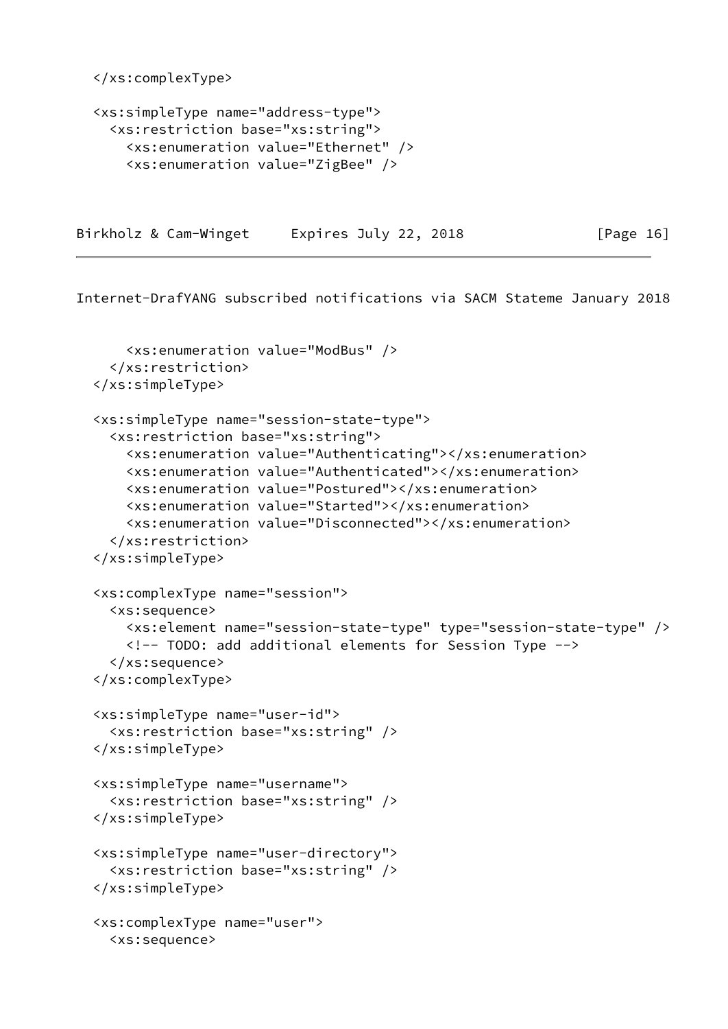```
  </xs:complexType>

  <xs:simpleType name="address-type">
    <xs:restriction base="xs:string">
      <xs:enumeration value="Ethernet" />
      <xs:enumeration value="ZigBee" />
      <xs:enumeration value="ModBus" />
    </xs:restriction>
  </xs:simpleType>

  <xs:simpleType name="session-state-type">
    <xs:restriction base="xs:string">
      <xs:enumeration value="Authenticating"></xs:enumeration>
      <xs:enumeration value="Authenticated"></xs:enumeration>
      <xs:enumeration value="Postured"></xs:enumeration>
      <xs:enumeration value="Started"></xs:enumeration>
      <xs:enumeration value="Disconnected"></xs:enumeration>
    </xs:restriction>
  </xs:simpleType>

  <xs:complexType name="session">
    <xs:sequence>
      <xs:element name="session-state-type" type="session-state-type" />
      <!-- TODO: add additional elements for Session Type -->
    </xs:sequence>
  </xs:complexType>

  <xs:simpleType name="user-id">
    <xs:restriction base="xs:string" />
  </xs:simpleType>

  <xs:simpleType name="username">
    <xs:restriction base="xs:string" />
  </xs:simpleType>

  <xs:simpleType name="user-directory">
    <xs:restriction base="xs:string" />
  </xs:simpleType>

  <xs:complexType name="user">
    <xs:sequence>
```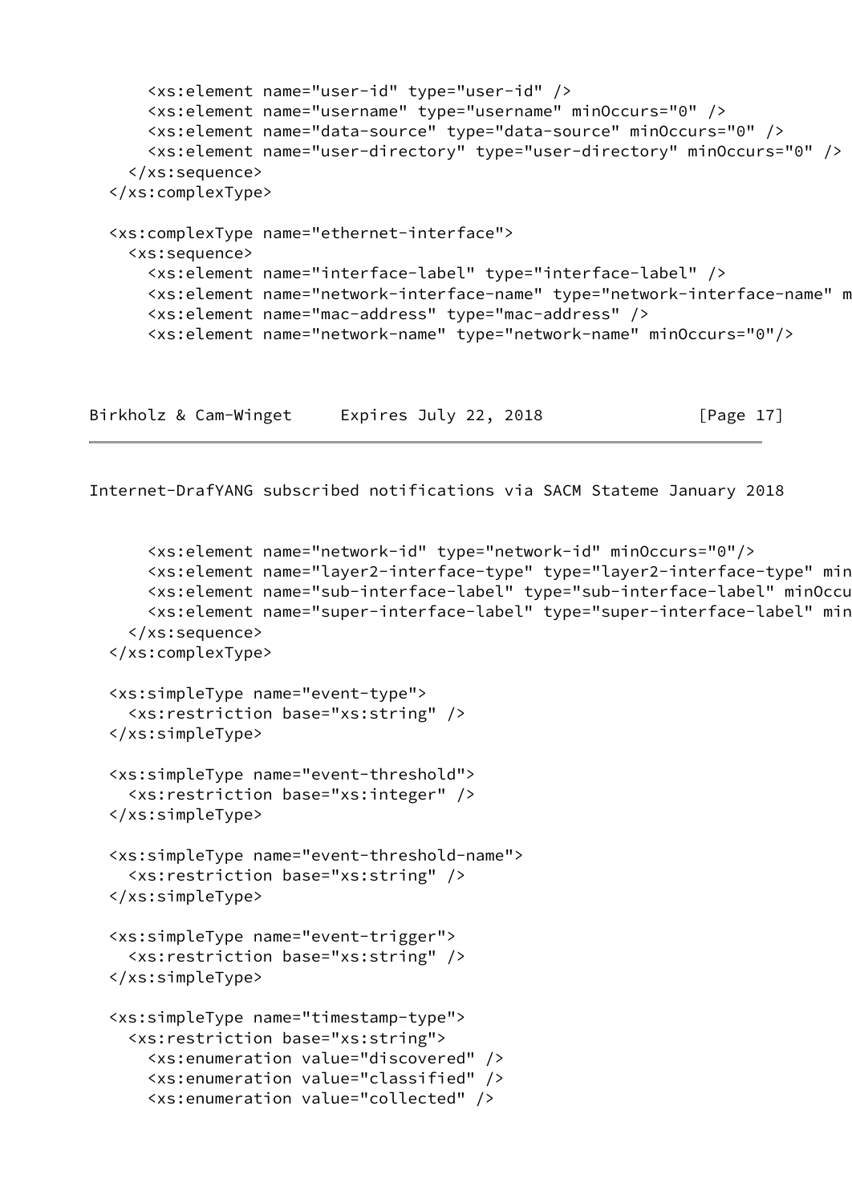```
      <xs:element name="user-id" type="user-id" />
      <xs:element name="username" type="username" minOccurs="0" />
      <xs:element name="data-source" type="data-source" minOccurs="0" />
      <xs:element name="user-directory" type="user-directory" minOccurs="0" />
    </xs:sequence>
  </xs:complexType>

  <xs:complexType name="ethernet-interface">
    <xs:sequence>
      <xs:element name="interface-label" type="interface-label" />
      <xs:element name="network-interface-name" type="network-interface-name" m
      <xs:element name="mac-address" type="mac-address" />
      <xs:element name="network-name" type="network-name" minOccurs="0"/>
```

```
      <xs:element name="network-id" type="network-id" minOccurs="0"/>
      <xs:element name="layer2-interface-type" type="layer2-interface-type" min
      <xs:element name="sub-interface-label" type="sub-interface-label" minOccu
      <xs:element name="super-interface-label" type="super-interface-label" min
    </xs:sequence>
  </xs:complexType>

  <xs:simpleType name="event-type">
    <xs:restriction base="xs:string" />
  </xs:simpleType>

  <xs:simpleType name="event-threshold">
    <xs:restriction base="xs:integer" />
  </xs:simpleType>

  <xs:simpleType name="event-threshold-name">
    <xs:restriction base="xs:string" />
  </xs:simpleType>

  <xs:simpleType name="event-trigger">
    <xs:restriction base="xs:string" />
  </xs:simpleType>

  <xs:simpleType name="timestamp-type">
    <xs:restriction base="xs:string">
      <xs:enumeration value="discovered" />
      <xs:enumeration value="classified" />
      <xs:enumeration value="collected" />
```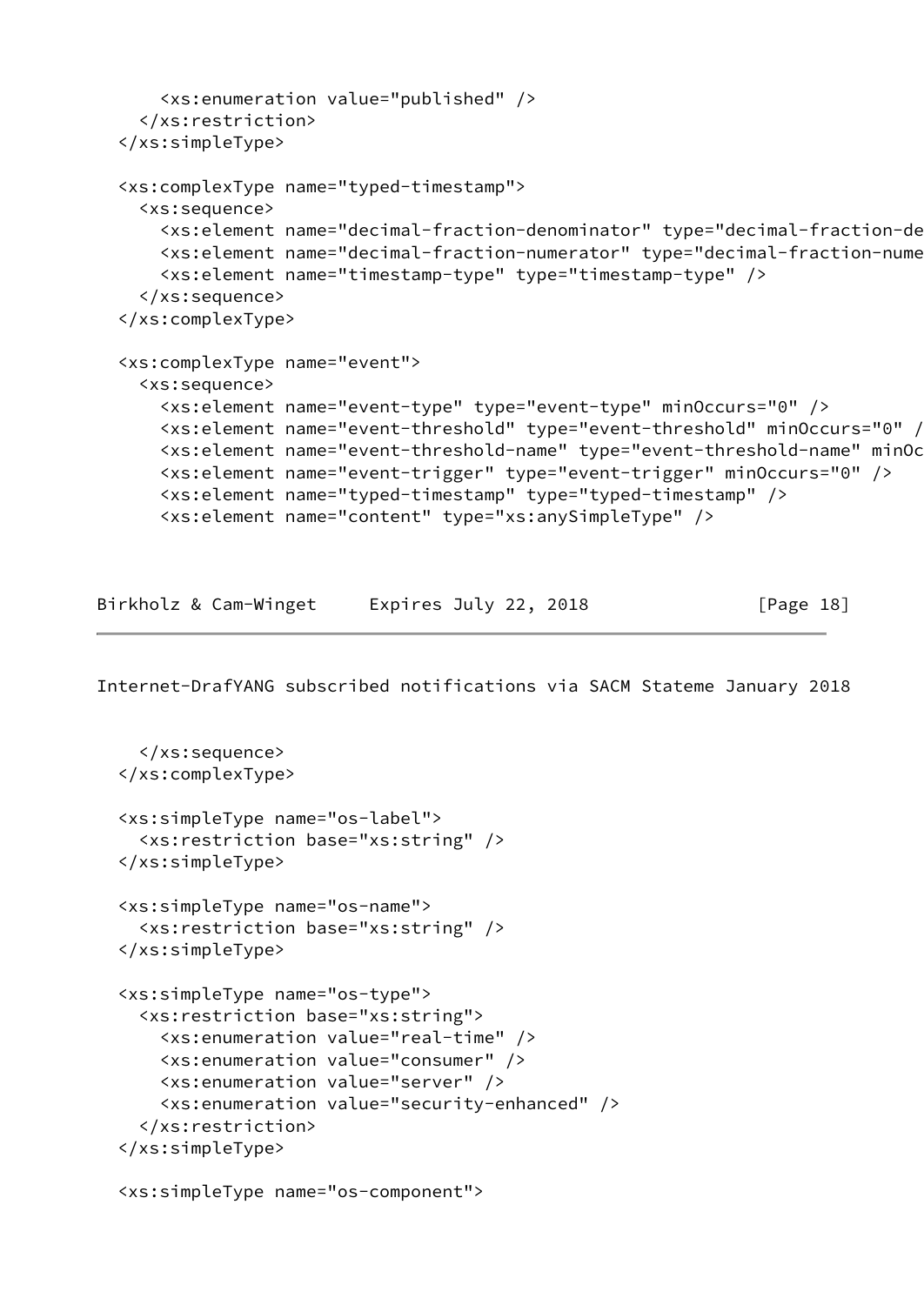```
      <xs:enumeration value="published" />
    </xs:restriction>
  </xs:simpleType>

  <xs:complexType name="typed-timestamp">
    <xs:sequence>
      <xs:element name="decimal-fraction-denominator" type="decimal-fraction-de
      <xs:element name="decimal-fraction-numerator" type="decimal-fraction-nume
      <xs:element name="timestamp-type" type="timestamp-type" />
    </xs:sequence>
  </xs:complexType>

  <xs:complexType name="event">
    <xs:sequence>
      <xs:element name="event-type" type="event-type" minOccurs="0" />
      <xs:element name="event-threshold" type="event-threshold" minOccurs="0" /
      <xs:element name="event-threshold-name" type="event-threshold-name" minOc
      <xs:element name="event-trigger" type="event-trigger" minOccurs="0" />
      <xs:element name="typed-timestamp" type="typed-timestamp" />
      <xs:element name="content" type="xs:anySimpleType" />
```

```
    </xs:sequence>
  </xs:complexType>

  <xs:simpleType name="os-label">
    <xs:restriction base="xs:string" />
  </xs:simpleType>

  <xs:simpleType name="os-name">
    <xs:restriction base="xs:string" />
  </xs:simpleType>

  <xs:simpleType name="os-type">
    <xs:restriction base="xs:string">
      <xs:enumeration value="real-time" />
      <xs:enumeration value="consumer" />
      <xs:enumeration value="server" />
      <xs:enumeration value="security-enhanced" />
    </xs:restriction>
  </xs:simpleType>

  <xs:simpleType name="os-component">
```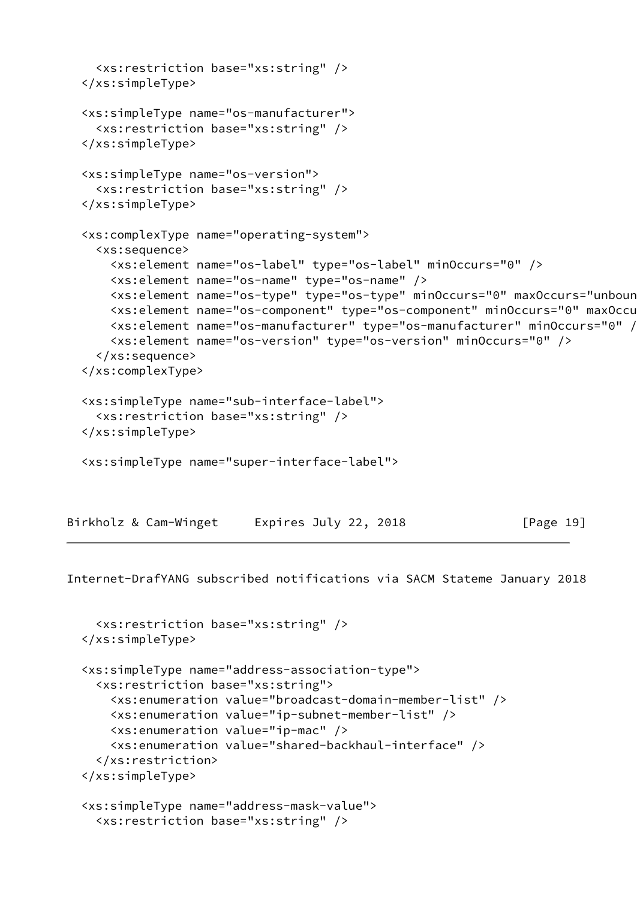```
    <xs:restriction base="xs:string" />
  </xs:simpleType>

  <xs:simpleType name="os-manufacturer">
    <xs:restriction base="xs:string" />
  </xs:simpleType>

  <xs:simpleType name="os-version">
    <xs:restriction base="xs:string" />
  </xs:simpleType>

  <xs:complexType name="operating-system">
    <xs:sequence>
      <xs:element name="os-label" type="os-label" minOccurs="0" />
      <xs:element name="os-name" type="os-name" />
      <xs:element name="os-type" type="os-type" minOccurs="0" maxOccurs="unboun
      <xs:element name="os-component" type="os-component" minOccurs="0" maxOccu
      <xs:element name="os-manufacturer" type="os-manufacturer" minOccurs="0" /
      <xs:element name="os-version" type="os-version" minOccurs="0" />
    </xs:sequence>
  </xs:complexType>

  <xs:simpleType name="sub-interface-label">
    <xs:restriction base="xs:string" />
  </xs:simpleType>

  <xs:simpleType name="super-interface-label">
```

```
    <xs:restriction base="xs:string" />
  </xs:simpleType>

  <xs:simpleType name="address-association-type">
    <xs:restriction base="xs:string">
      <xs:enumeration value="broadcast-domain-member-list" />
      <xs:enumeration value="ip-subnet-member-list" />
      <xs:enumeration value="ip-mac" />
      <xs:enumeration value="shared-backhaul-interface" />
    </xs:restriction>
  </xs:simpleType>

  <xs:simpleType name="address-mask-value">
    <xs:restriction base="xs:string" />
```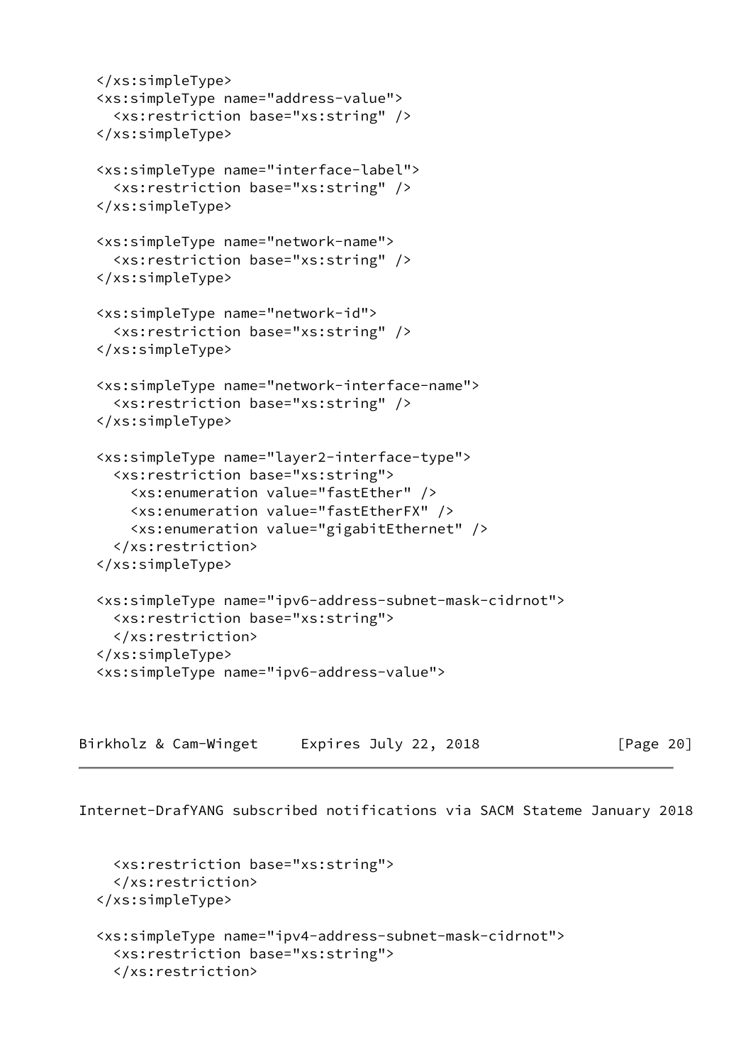```
  </xs:simpleType>
  <xs:simpleType name="address-value">
    <xs:restriction base="xs:string" />
  </xs:simpleType>

  <xs:simpleType name="interface-label">
    <xs:restriction base="xs:string" />
  </xs:simpleType>

  <xs:simpleType name="network-name">
    <xs:restriction base="xs:string" />
  </xs:simpleType>

  <xs:simpleType name="network-id">
    <xs:restriction base="xs:string" />
  </xs:simpleType>

  <xs:simpleType name="network-interface-name">
    <xs:restriction base="xs:string" />
  </xs:simpleType>

  <xs:simpleType name="layer2-interface-type">
    <xs:restriction base="xs:string">
      <xs:enumeration value="fastEther" />
      <xs:enumeration value="fastEtherFX" />
      <xs:enumeration value="gigabitEthernet" />
    </xs:restriction>
  </xs:simpleType>

  <xs:simpleType name="ipv6-address-subnet-mask-cidrnot">
    <xs:restriction base="xs:string">
    </xs:restriction>
  </xs:simpleType>
  <xs:simpleType name="ipv6-address-value">
```

```
    <xs:restriction base="xs:string">
    </xs:restriction>
  </xs:simpleType>

  <xs:simpleType name="ipv4-address-subnet-mask-cidrnot">
    <xs:restriction base="xs:string">
    </xs:restriction>
```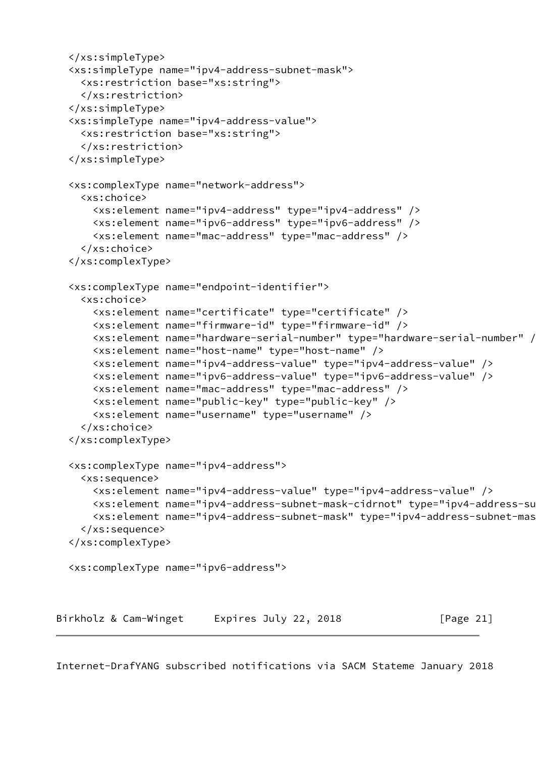```
  </xs:simpleType>
  <xs:simpleType name="ipv4-address-subnet-mask">
    <xs:restriction base="xs:string">
    </xs:restriction>
  </xs:simpleType>
  <xs:simpleType name="ipv4-address-value">
    <xs:restriction base="xs:string">
    </xs:restriction>
  </xs:simpleType>

  <xs:complexType name="network-address">
    <xs:choice>
      <xs:element name="ipv4-address" type="ipv4-address" />
      <xs:element name="ipv6-address" type="ipv6-address" />
      <xs:element name="mac-address" type="mac-address" />
    </xs:choice>
  </xs:complexType>

  <xs:complexType name="endpoint-identifier">
    <xs:choice>
      <xs:element name="certificate" type="certificate" />
      <xs:element name="firmware-id" type="firmware-id" />
      <xs:element name="hardware-serial-number" type="hardware-serial-number" /
      <xs:element name="host-name" type="host-name" />
      <xs:element name="ipv4-address-value" type="ipv4-address-value" />
      <xs:element name="ipv6-address-value" type="ipv6-address-value" />
      <xs:element name="mac-address" type="mac-address" />
      <xs:element name="public-key" type="public-key" />
      <xs:element name="username" type="username" />
    </xs:choice>
  </xs:complexType>

  <xs:complexType name="ipv4-address">
    <xs:sequence>
      <xs:element name="ipv4-address-value" type="ipv4-address-value" />
      <xs:element name="ipv4-address-subnet-mask-cidrnot" type="ipv4-address-su
      <xs:element name="ipv4-address-subnet-mask" type="ipv4-address-subnet-mas
    </xs:sequence>
  </xs:complexType>

  <xs:complexType name="ipv6-address">
```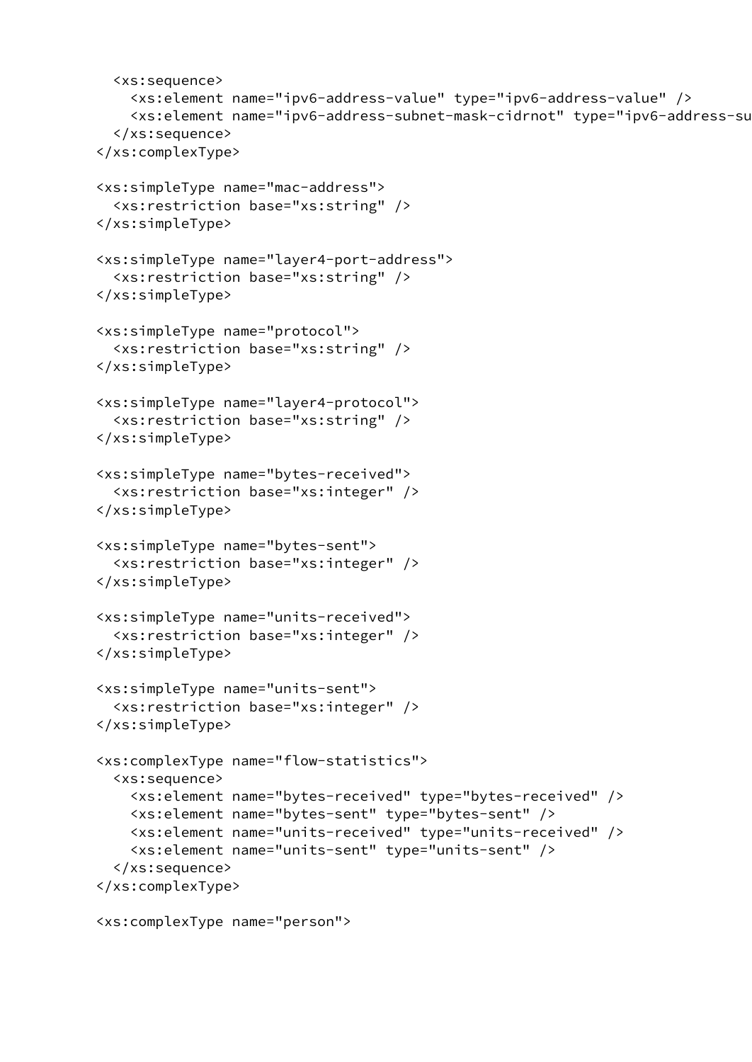```
    <xs:sequence>
      <xs:element name="ipv6-address-value" type="ipv6-address-value" />
      <xs:element name="ipv6-address-subnet-mask-cidrnot" type="ipv6-address-su
    </xs:sequence>
  </xs:complexType>

  <xs:simpleType name="mac-address">
    <xs:restriction base="xs:string" />
  </xs:simpleType>

  <xs:simpleType name="layer4-port-address">
    <xs:restriction base="xs:string" />
  </xs:simpleType>

  <xs:simpleType name="protocol">
    <xs:restriction base="xs:string" />
  </xs:simpleType>

  <xs:simpleType name="layer4-protocol">
    <xs:restriction base="xs:string" />
  </xs:simpleType>

  <xs:simpleType name="bytes-received">
    <xs:restriction base="xs:integer" />
  </xs:simpleType>

  <xs:simpleType name="bytes-sent">
    <xs:restriction base="xs:integer" />
  </xs:simpleType>

  <xs:simpleType name="units-received">
    <xs:restriction base="xs:integer" />
  </xs:simpleType>

  <xs:simpleType name="units-sent">
    <xs:restriction base="xs:integer" />
  </xs:simpleType>

  <xs:complexType name="flow-statistics">
    <xs:sequence>
      <xs:element name="bytes-received" type="bytes-received" />
      <xs:element name="bytes-sent" type="bytes-sent" />
      <xs:element name="units-received" type="units-received" />
      <xs:element name="units-sent" type="units-sent" />
    </xs:sequence>
  </xs:complexType>

  <xs:complexType name="person">
```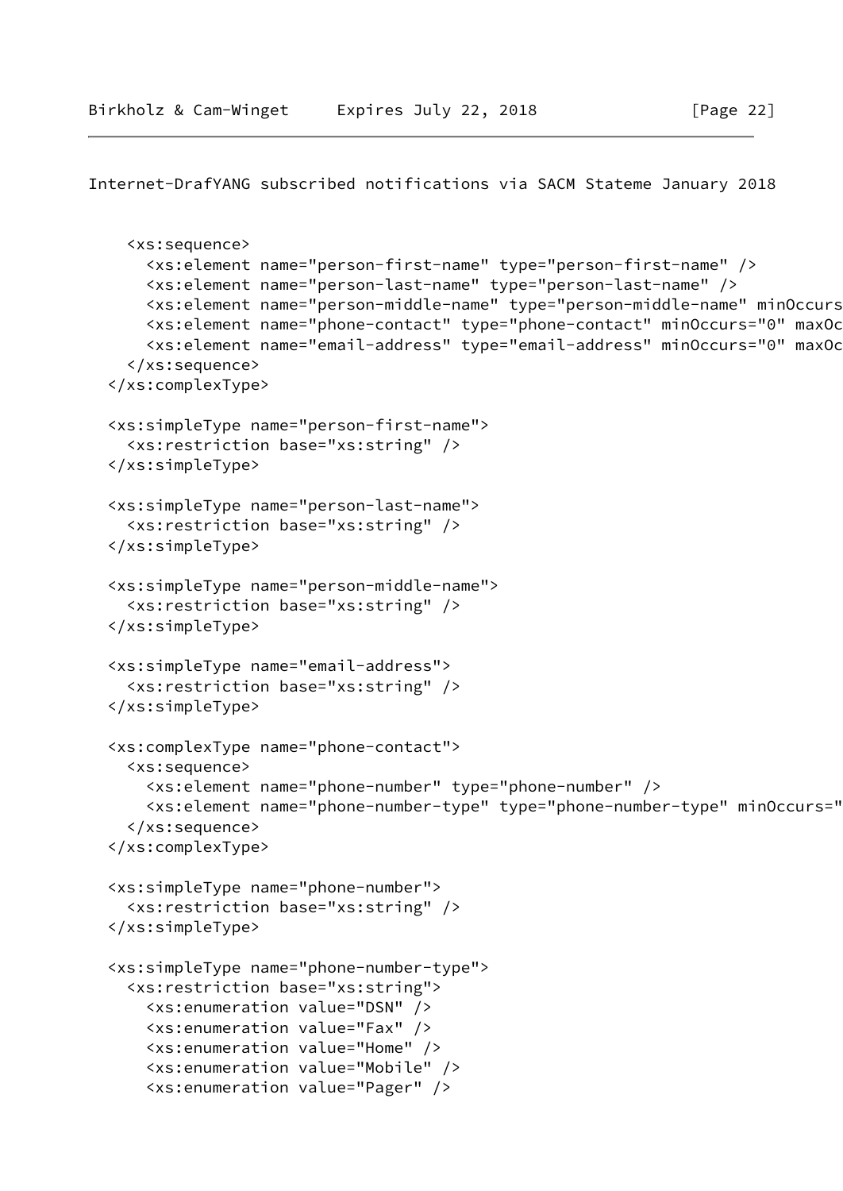```
    <xs:sequence>
      <xs:element name="person-first-name" type="person-first-name" />
      <xs:element name="person-last-name" type="person-last-name" />
      <xs:element name="person-middle-name" type="person-middle-name" minOccurs
      <xs:element name="phone-contact" type="phone-contact" minOccurs="0" maxOc
      <xs:element name="email-address" type="email-address" minOccurs="0" maxOc
    </xs:sequence>
  </xs:complexType>

  <xs:simpleType name="person-first-name">
    <xs:restriction base="xs:string" />
  </xs:simpleType>

  <xs:simpleType name="person-last-name">
    <xs:restriction base="xs:string" />
  </xs:simpleType>

  <xs:simpleType name="person-middle-name">
    <xs:restriction base="xs:string" />
  </xs:simpleType>

  <xs:simpleType name="email-address">
    <xs:restriction base="xs:string" />
  </xs:simpleType>

  <xs:complexType name="phone-contact">
    <xs:sequence>
      <xs:element name="phone-number" type="phone-number" />
      <xs:element name="phone-number-type" type="phone-number-type" minOccurs="
    </xs:sequence>
  </xs:complexType>

  <xs:simpleType name="phone-number">
    <xs:restriction base="xs:string" />
  </xs:simpleType>

  <xs:simpleType name="phone-number-type">
    <xs:restriction base="xs:string">
      <xs:enumeration value="DSN" />
      <xs:enumeration value="Fax" />
      <xs:enumeration value="Home" />
      <xs:enumeration value="Mobile" />
      <xs:enumeration value="Pager" />
```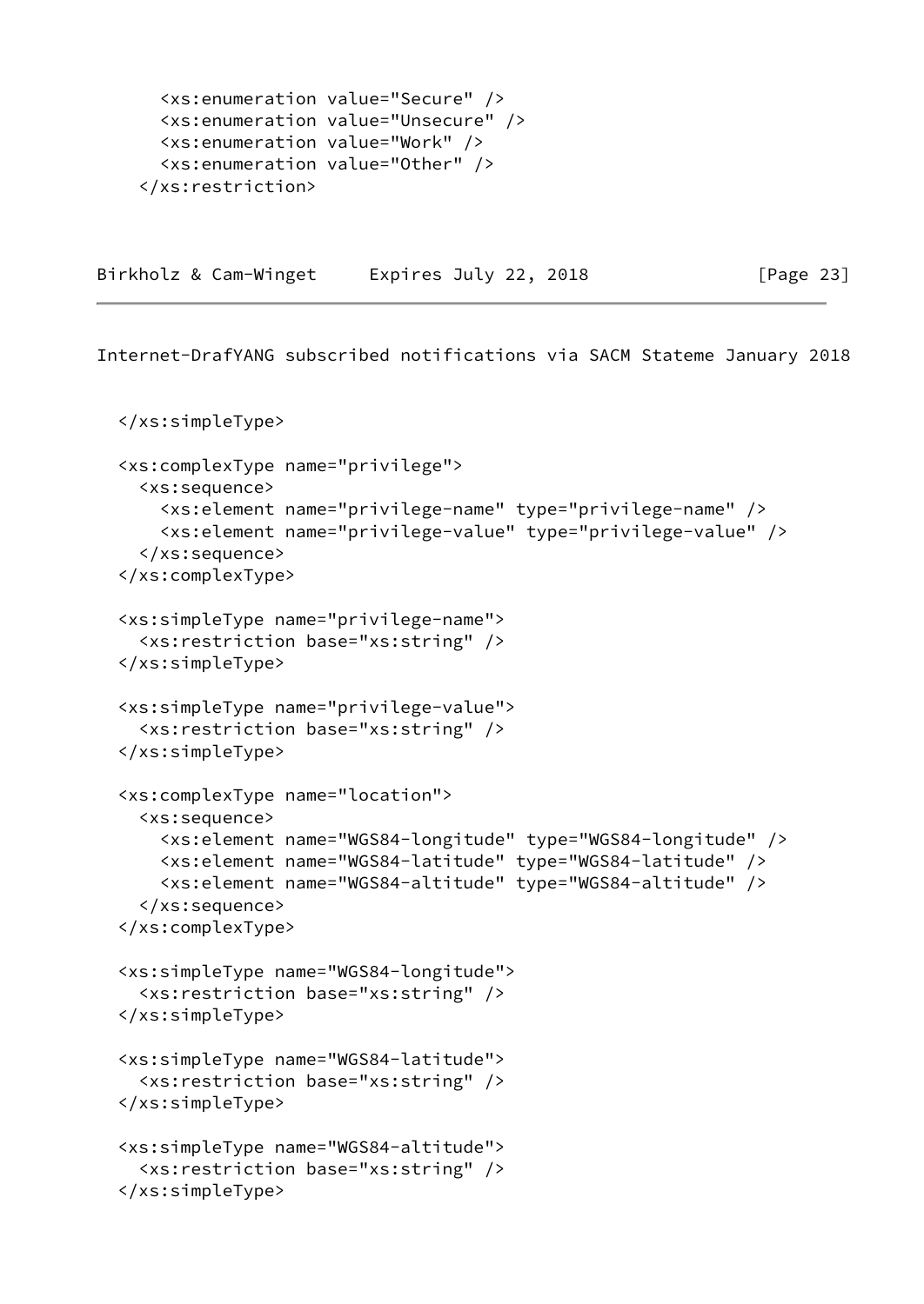```
      <xs:enumeration value="Secure" />
      <xs:enumeration value="Unsecure" />
      <xs:enumeration value="Work" />
      <xs:enumeration value="Other" />
    </xs:restriction>
```

```
  </xs:simpleType>

  <xs:complexType name="privilege">
    <xs:sequence>
      <xs:element name="privilege-name" type="privilege-name" />
      <xs:element name="privilege-value" type="privilege-value" />
    </xs:sequence>
  </xs:complexType>

  <xs:simpleType name="privilege-name">
    <xs:restriction base="xs:string" />
  </xs:simpleType>

  <xs:simpleType name="privilege-value">
    <xs:restriction base="xs:string" />
  </xs:simpleType>

  <xs:complexType name="location">
    <xs:sequence>
      <xs:element name="WGS84-longitude" type="WGS84-longitude" />
      <xs:element name="WGS84-latitude" type="WGS84-latitude" />
      <xs:element name="WGS84-altitude" type="WGS84-altitude" />
    </xs:sequence>
  </xs:complexType>

  <xs:simpleType name="WGS84-longitude">
    <xs:restriction base="xs:string" />
  </xs:simpleType>

  <xs:simpleType name="WGS84-latitude">
    <xs:restriction base="xs:string" />
  </xs:simpleType>

  <xs:simpleType name="WGS84-altitude">
    <xs:restriction base="xs:string" />
  </xs:simpleType>
```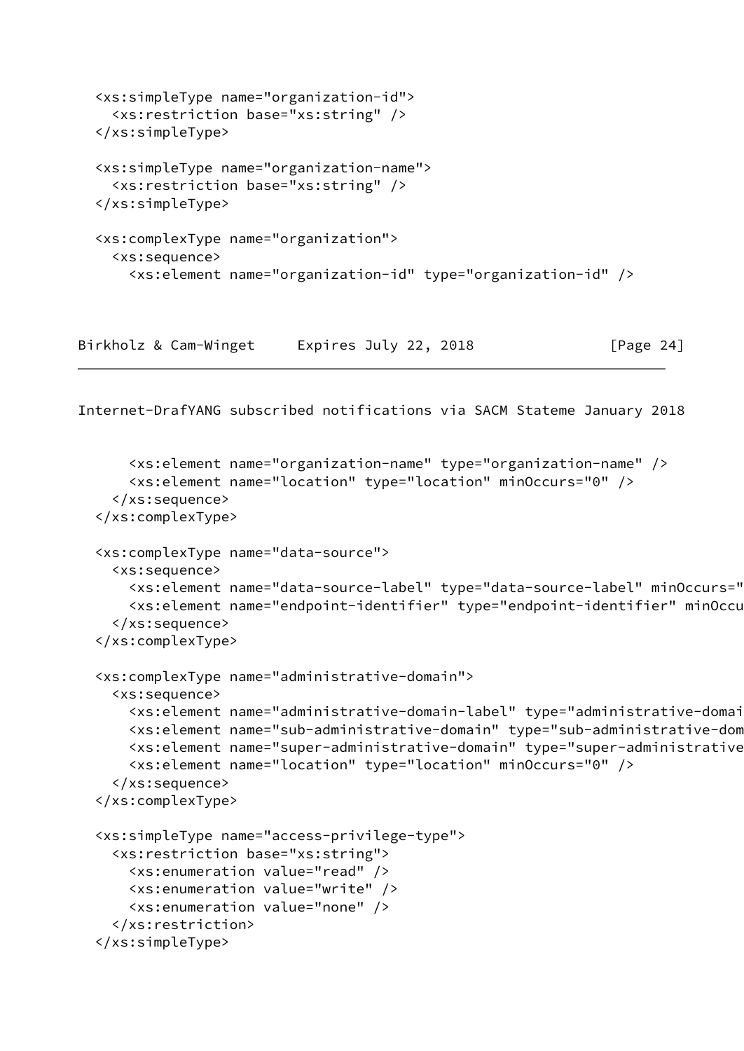```
  <xs:simpleType name="organization-id">
    <xs:restriction base="xs:string" />
  </xs:simpleType>

  <xs:simpleType name="organization-name">
    <xs:restriction base="xs:string" />
  </xs:simpleType>

  <xs:complexType name="organization">
    <xs:sequence>
      <xs:element name="organization-id" type="organization-id" />
```

```
      <xs:element name="organization-name" type="organization-name" />
      <xs:element name="location" type="location" minOccurs="0" />
    </xs:sequence>
  </xs:complexType>

  <xs:complexType name="data-source">
    <xs:sequence>
      <xs:element name="data-source-label" type="data-source-label" minOccurs="
      <xs:element name="endpoint-identifier" type="endpoint-identifier" minOccu
    </xs:sequence>
  </xs:complexType>

  <xs:complexType name="administrative-domain">
    <xs:sequence>
      <xs:element name="administrative-domain-label" type="administrative-domai
      <xs:element name="sub-administrative-domain" type="sub-administrative-dom
      <xs:element name="super-administrative-domain" type="super-administrative
      <xs:element name="location" type="location" minOccurs="0" />
    </xs:sequence>
  </xs:complexType>

  <xs:simpleType name="access-privilege-type">
    <xs:restriction base="xs:string">
      <xs:enumeration value="read" />
      <xs:enumeration value="write" />
      <xs:enumeration value="none" />
    </xs:restriction>
  </xs:simpleType>
```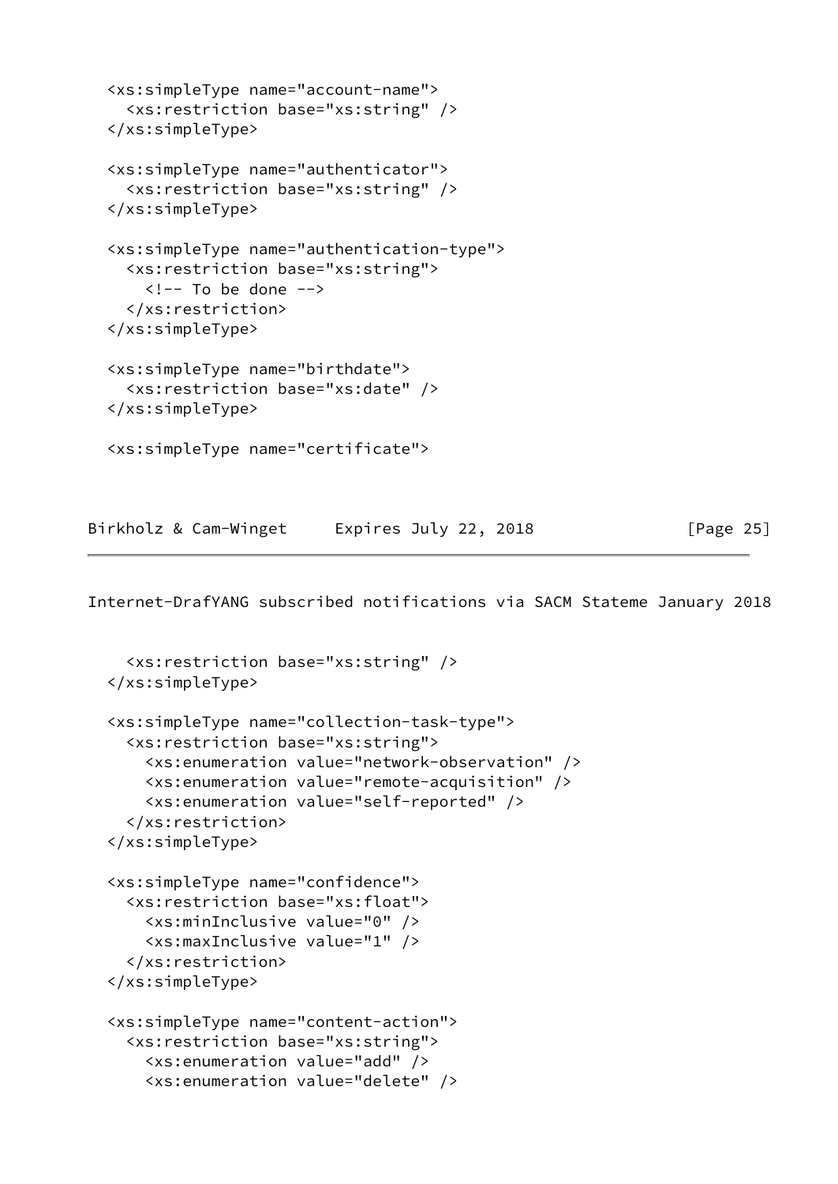```
  <xs:simpleType name="account-name">
    <xs:restriction base="xs:string" />
  </xs:simpleType>

  <xs:simpleType name="authenticator">
    <xs:restriction base="xs:string" />
  </xs:simpleType>

  <xs:simpleType name="authentication-type">
    <xs:restriction base="xs:string">
      <!-- To be done -->
    </xs:restriction>
  </xs:simpleType>

  <xs:simpleType name="birthdate">
    <xs:restriction base="xs:date" />
  </xs:simpleType>

  <xs:simpleType name="certificate">
```

```
    <xs:restriction base="xs:string" />
  </xs:simpleType>

  <xs:simpleType name="collection-task-type">
    <xs:restriction base="xs:string">
      <xs:enumeration value="network-observation" />
      <xs:enumeration value="remote-acquisition" />
      <xs:enumeration value="self-reported" />
    </xs:restriction>
  </xs:simpleType>

  <xs:simpleType name="confidence">
    <xs:restriction base="xs:float">
      <xs:minInclusive value="0" />
      <xs:maxInclusive value="1" />
    </xs:restriction>
  </xs:simpleType>

  <xs:simpleType name="content-action">
    <xs:restriction base="xs:string">
      <xs:enumeration value="add" />
      <xs:enumeration value="delete" />
```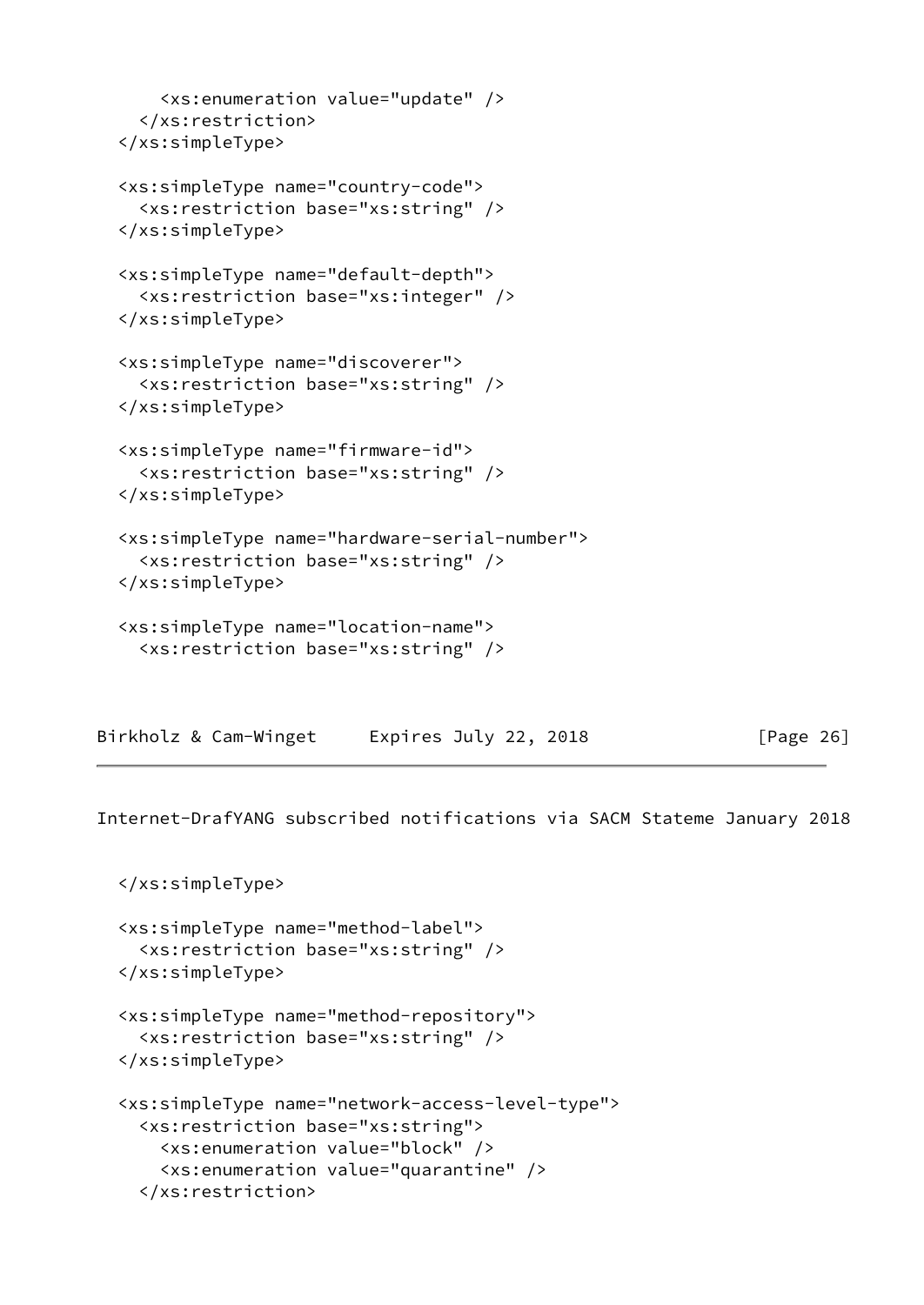```
      <xs:enumeration value="update" />
    </xs:restriction>
  </xs:simpleType>

  <xs:simpleType name="country-code">
    <xs:restriction base="xs:string" />
  </xs:simpleType>

  <xs:simpleType name="default-depth">
    <xs:restriction base="xs:integer" />
  </xs:simpleType>

  <xs:simpleType name="discoverer">
    <xs:restriction base="xs:string" />
  </xs:simpleType>

  <xs:simpleType name="firmware-id">
    <xs:restriction base="xs:string" />
  </xs:simpleType>

  <xs:simpleType name="hardware-serial-number">
    <xs:restriction base="xs:string" />
  </xs:simpleType>

  <xs:simpleType name="location-name">
    <xs:restriction base="xs:string" />
  </xs:simpleType>

  <xs:simpleType name="method-label">
    <xs:restriction base="xs:string" />
  </xs:simpleType>

  <xs:simpleType name="method-repository">
    <xs:restriction base="xs:string" />
  </xs:simpleType>

  <xs:simpleType name="network-access-level-type">
    <xs:restriction base="xs:string">
      <xs:enumeration value="block" />
      <xs:enumeration value="quarantine" />
    </xs:restriction>
```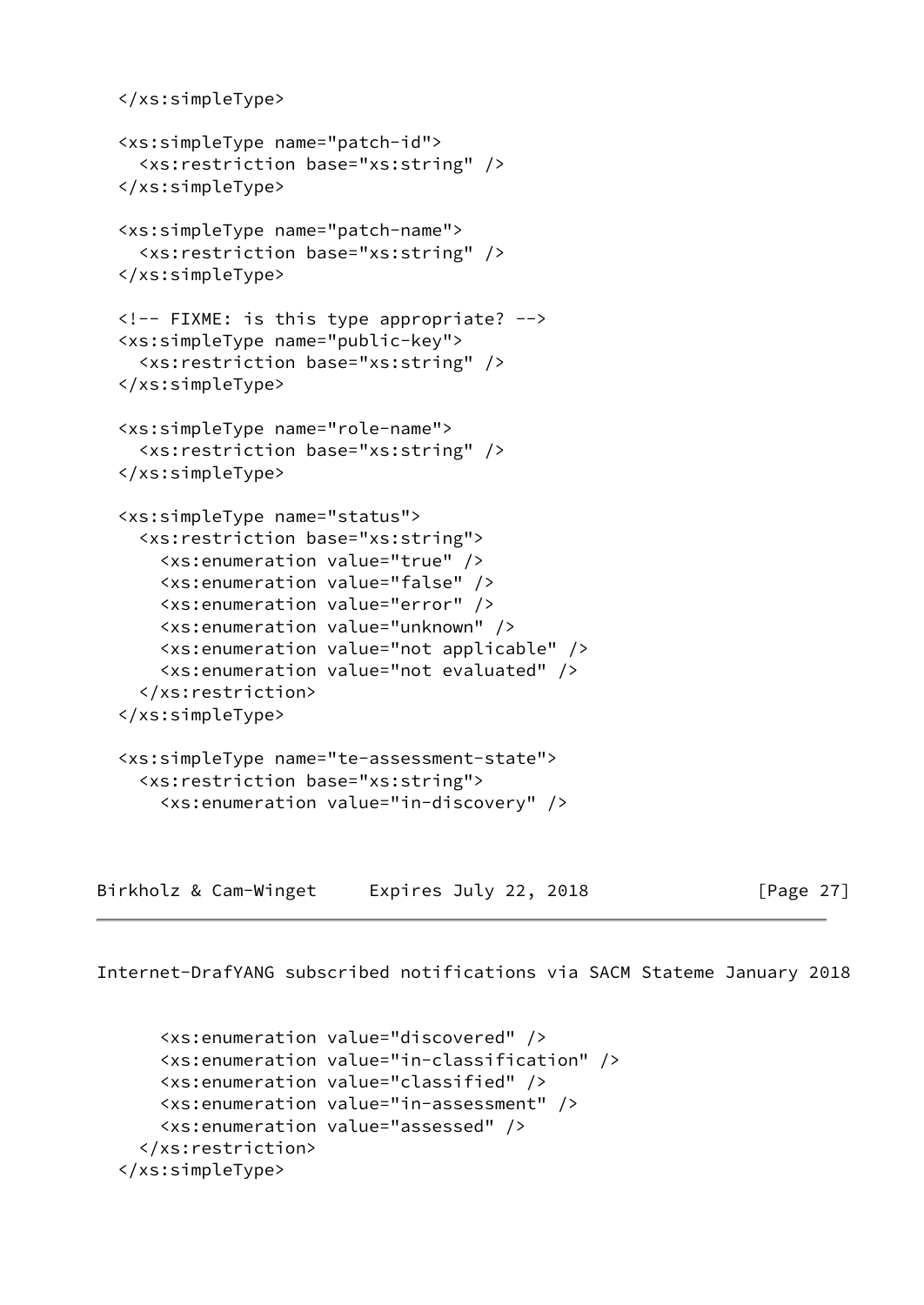```
  </xs:simpleType>

  <xs:simpleType name="patch-id">
    <xs:restriction base="xs:string" />
  </xs:simpleType>

  <xs:simpleType name="patch-name">
    <xs:restriction base="xs:string" />
  </xs:simpleType>

  <!-- FIXME: is this type appropriate? -->
  <xs:simpleType name="public-key">
    <xs:restriction base="xs:string" />
  </xs:simpleType>

  <xs:simpleType name="role-name">
    <xs:restriction base="xs:string" />
  </xs:simpleType>

  <xs:simpleType name="status">
    <xs:restriction base="xs:string">
      <xs:enumeration value="true" />
      <xs:enumeration value="false" />
      <xs:enumeration value="error" />
      <xs:enumeration value="unknown" />
      <xs:enumeration value="not applicable" />
      <xs:enumeration value="not evaluated" />
    </xs:restriction>
  </xs:simpleType>

  <xs:simpleType name="te-assessment-state">
    <xs:restriction base="xs:string">
      <xs:enumeration value="in-discovery" />
      <xs:enumeration value="discovered" />
      <xs:enumeration value="in-classification" />
      <xs:enumeration value="classified" />
      <xs:enumeration value="in-assessment" />
      <xs:enumeration value="assessed" />
    </xs:restriction>
  </xs:simpleType>
```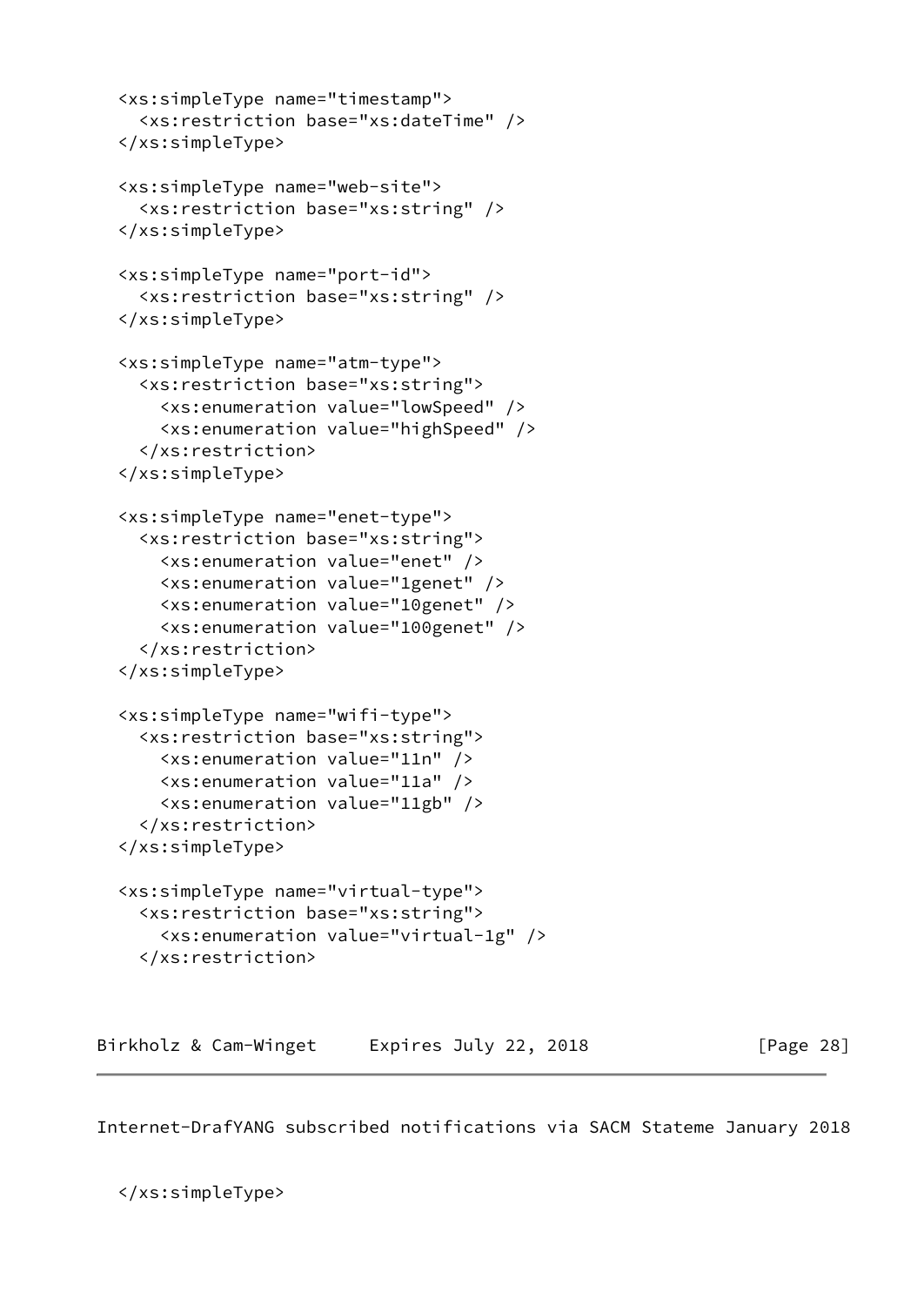```
  <xs:simpleType name="timestamp">
    <xs:restriction base="xs:dateTime" />
  </xs:simpleType>

  <xs:simpleType name="web-site">
    <xs:restriction base="xs:string" />
  </xs:simpleType>

  <xs:simpleType name="port-id">
    <xs:restriction base="xs:string" />
  </xs:simpleType>

  <xs:simpleType name="atm-type">
    <xs:restriction base="xs:string">
      <xs:enumeration value="lowSpeed" />
      <xs:enumeration value="highSpeed" />
    </xs:restriction>
  </xs:simpleType>

  <xs:simpleType name="enet-type">
    <xs:restriction base="xs:string">
      <xs:enumeration value="enet" />
      <xs:enumeration value="1genet" />
      <xs:enumeration value="10genet" />
      <xs:enumeration value="100genet" />
    </xs:restriction>
  </xs:simpleType>

  <xs:simpleType name="wifi-type">
    <xs:restriction base="xs:string">
      <xs:enumeration value="11n" />
      <xs:enumeration value="11a" />
      <xs:enumeration value="11gb" />
    </xs:restriction>
  </xs:simpleType>

  <xs:simpleType name="virtual-type">
    <xs:restriction base="xs:string">
      <xs:enumeration value="virtual-1g" />
    </xs:restriction>
  </xs:simpleType>
```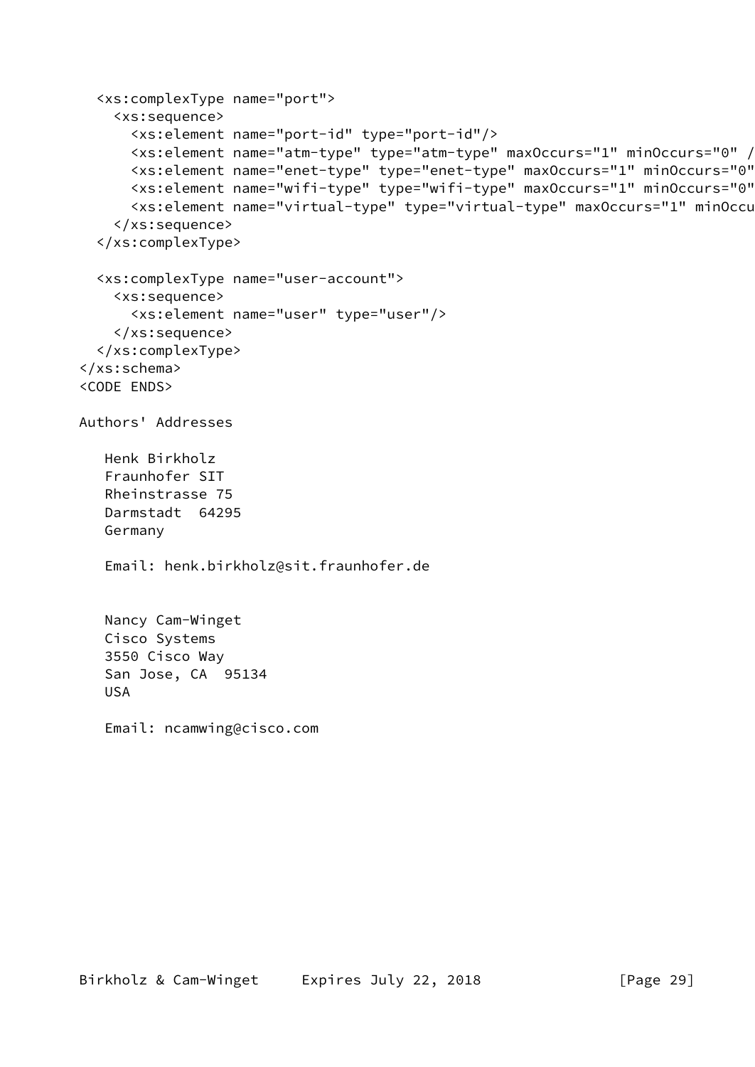```
  <xs:complexType name="port">
    <xs:sequence>
      <xs:element name="port-id" type="port-id"/>
      <xs:element name="atm-type" type="atm-type" maxOccurs="1" minOccurs="0" /
      <xs:element name="enet-type" type="enet-type" maxOccurs="1" minOccurs="0"
      <xs:element name="wifi-type" type="wifi-type" maxOccurs="1" minOccurs="0"
      <xs:element name="virtual-type" type="virtual-type" maxOccurs="1" minOccu
    </xs:sequence>
  </xs:complexType>

  <xs:complexType name="user-account">
    <xs:sequence>
      <xs:element name="user" type="user"/>
    </xs:sequence>
  </xs:complexType>
</xs:schema>
<CODE ENDS>
```

Authors' Addresses

Henk Birkholz
Fraunhofer SIT
Rheinstrasse 75
Darmstadt 64295
Germany

Email: henk.birkholz@sit.fraunhofer.de

Nancy Cam-Winget
Cisco Systems
3550 Cisco Way
San Jose, CA 95134
USA

Email: ncamwing@cisco.com